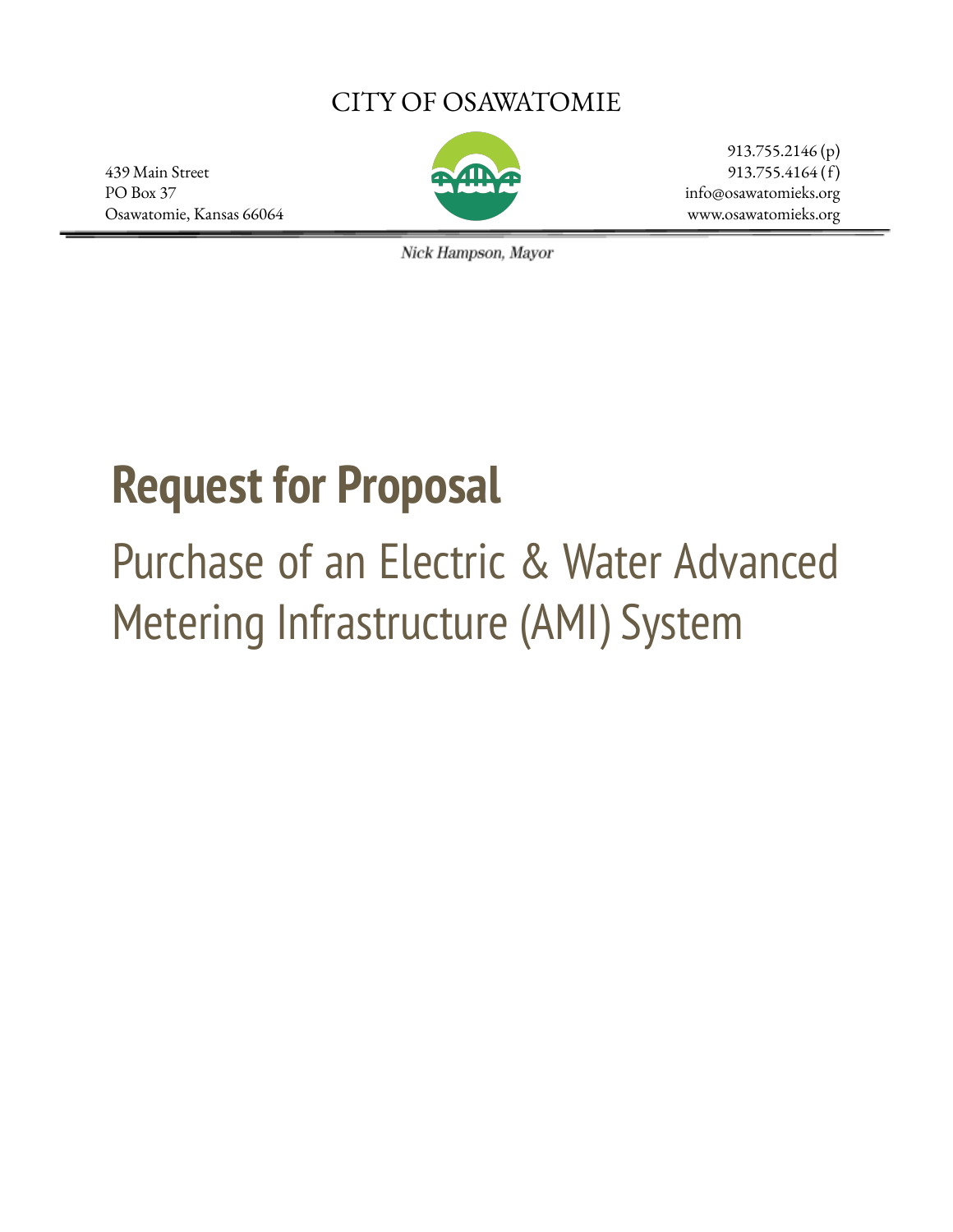CITY OF OSAWATOMIE

439 Main Street
PO Box 37
Osawatomie, Kansas 66064

913.755.2146 (p)
913.755.4164 (f)
info@osawatomieks.org
www.osawatomieks.org

*Nick Hampson, Mayor*

# Request for Proposal

## Purchase of an Electric & Water Advanced Metering Infrastructure (AMI) System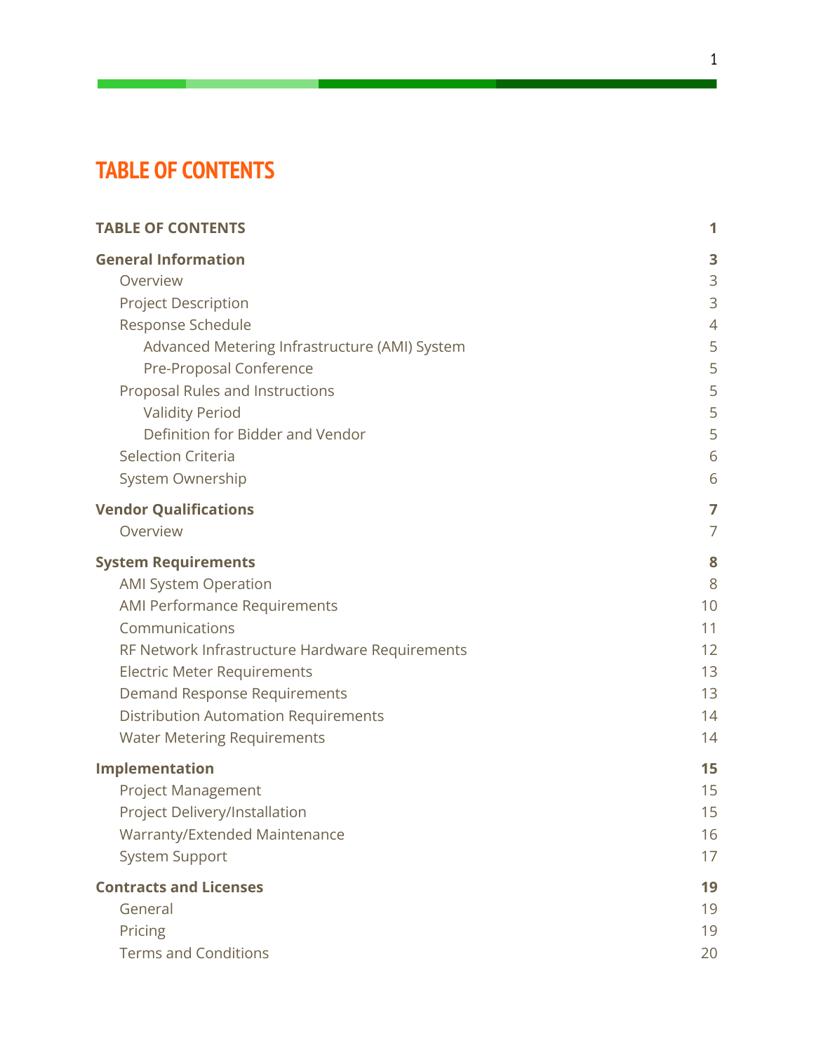# TABLE OF CONTENTS

**TABLE OF CONTENTS** **1**

**General Information** **3**

- Overview 3
- Project Description 3
- Response Schedule 4
  - Advanced Metering Infrastructure (AMI) System 5
  - Pre-Proposal Conference 5
- Proposal Rules and Instructions 5
  - Validity Period 5
  - Definition for Bidder and Vendor 5
- Selection Criteria 6
- System Ownership 6

**Vendor Qualifications** **7**

- Overview 7

**System Requirements** **8**

- AMI System Operation 8
- AMI Performance Requirements 10
- Communications 11
- RF Network Infrastructure Hardware Requirements 12
- Electric Meter Requirements 13
- Demand Response Requirements 13
- Distribution Automation Requirements 14
- Water Metering Requirements 14

**Implementation** **15**

- Project Management 15
- Project Delivery/Installation 15
- Warranty/Extended Maintenance 16
- System Support 17

**Contracts and Licenses** **19**

- General 19
- Pricing 19
- Terms and Conditions 20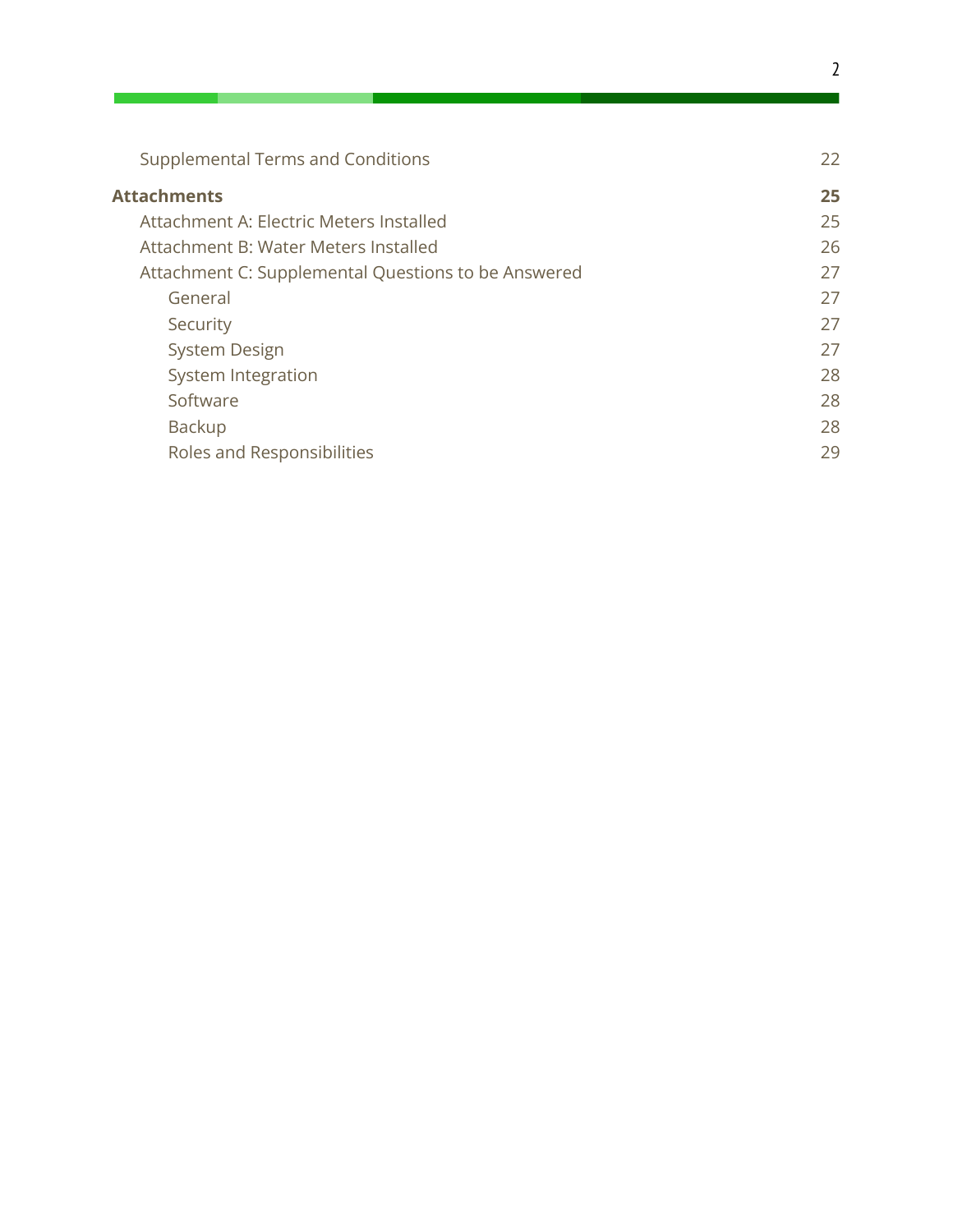Supplemental Terms and Conditions 22

**Attachments** **25**

Attachment A: Electric Meters Installed 25

Attachment B: Water Meters Installed 26

Attachment C: Supplemental Questions to be Answered 27

- General 27
- Security 27
- System Design 27
- System Integration 28
- Software 28
- Backup 28
- Roles and Responsibilities 29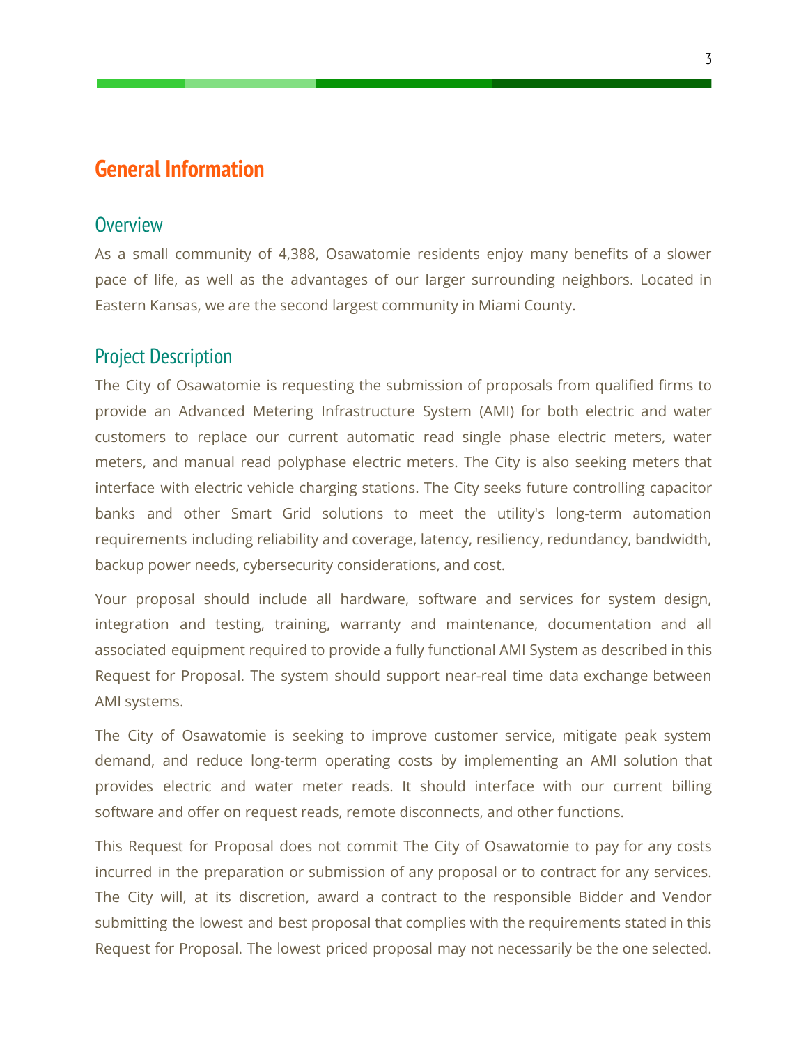# General Information

## Overview

As a small community of 4,388, Osawatomie residents enjoy many benefits of a slower pace of life, as well as the advantages of our larger surrounding neighbors. Located in Eastern Kansas, we are the second largest community in Miami County.

## Project Description

The City of Osawatomie is requesting the submission of proposals from qualified firms to provide an Advanced Metering Infrastructure System (AMI) for both electric and water customers to replace our current automatic read single phase electric meters, water meters, and manual read polyphase electric meters. The City is also seeking meters that interface with electric vehicle charging stations. The City seeks future controlling capacitor banks and other Smart Grid solutions to meet the utility's long-term automation requirements including reliability and coverage, latency, resiliency, redundancy, bandwidth, backup power needs, cybersecurity considerations, and cost.

Your proposal should include all hardware, software and services for system design, integration and testing, training, warranty and maintenance, documentation and all associated equipment required to provide a fully functional AMI System as described in this Request for Proposal. The system should support near-real time data exchange between AMI systems.

The City of Osawatomie is seeking to improve customer service, mitigate peak system demand, and reduce long-term operating costs by implementing an AMI solution that provides electric and water meter reads. It should interface with our current billing software and offer on request reads, remote disconnects, and other functions.

This Request for Proposal does not commit The City of Osawatomie to pay for any costs incurred in the preparation or submission of any proposal or to contract for any services. The City will, at its discretion, award a contract to the responsible Bidder and Vendor submitting the lowest and best proposal that complies with the requirements stated in this Request for Proposal. The lowest priced proposal may not necessarily be the one selected.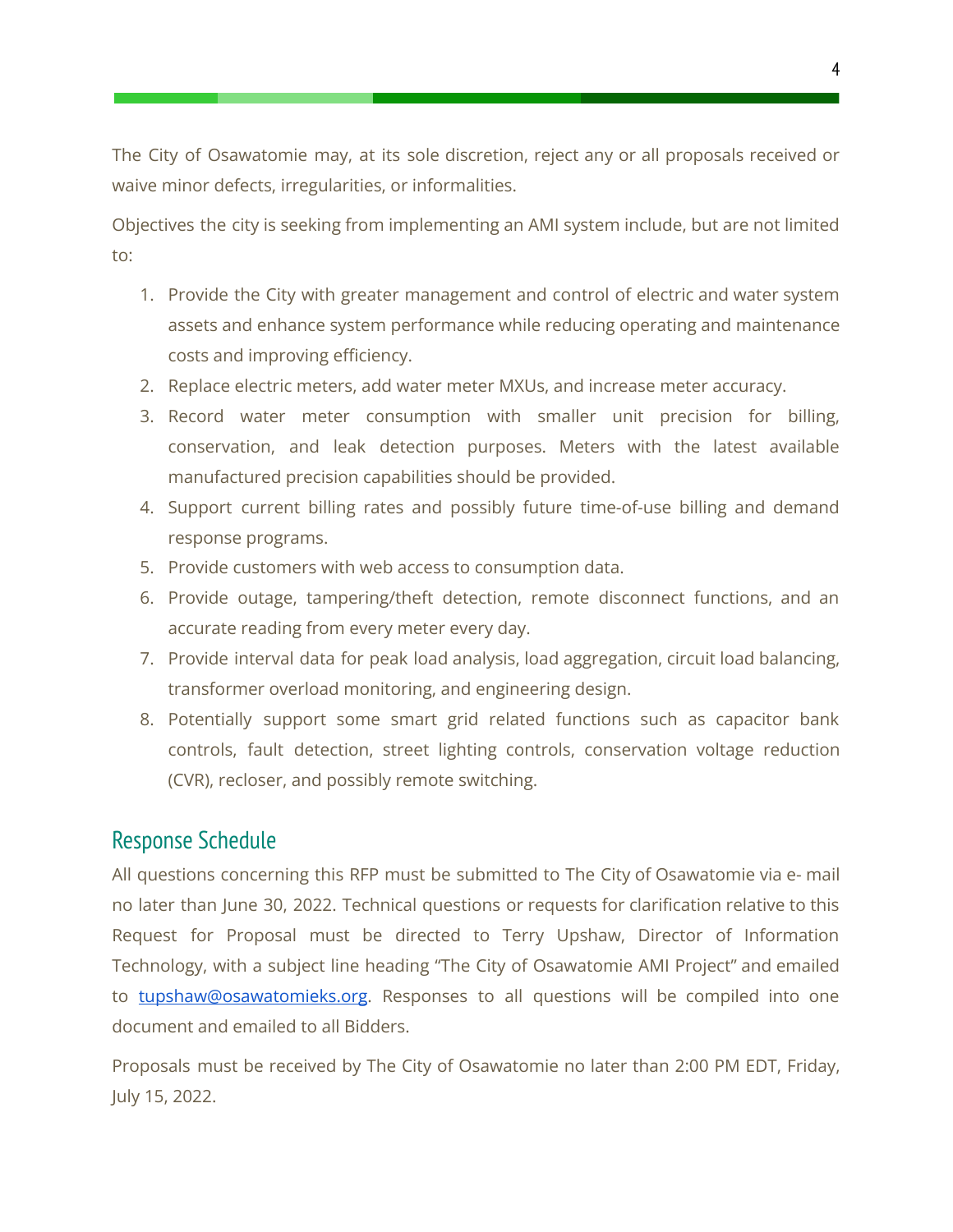The City of Osawatomie may, at its sole discretion, reject any or all proposals received or waive minor defects, irregularities, or informalities.

Objectives the city is seeking from implementing an AMI system include, but are not limited to:

1. Provide the City with greater management and control of electric and water system assets and enhance system performance while reducing operating and maintenance costs and improving efficiency.
2. Replace electric meters, add water meter MXUs, and increase meter accuracy.
3. Record water meter consumption with smaller unit precision for billing, conservation, and leak detection purposes. Meters with the latest available manufactured precision capabilities should be provided.
4. Support current billing rates and possibly future time-of-use billing and demand response programs.
5. Provide customers with web access to consumption data.
6. Provide outage, tampering/theft detection, remote disconnect functions, and an accurate reading from every meter every day.
7. Provide interval data for peak load analysis, load aggregation, circuit load balancing, transformer overload monitoring, and engineering design.
8. Potentially support some smart grid related functions such as capacitor bank controls, fault detection, street lighting controls, conservation voltage reduction (CVR), recloser, and possibly remote switching.

## Response Schedule

All questions concerning this RFP must be submitted to The City of Osawatomie via e- mail no later than June 30, 2022. Technical questions or requests for clarification relative to this Request for Proposal must be directed to Terry Upshaw, Director of Information Technology, with a subject line heading "The City of Osawatomie AMI Project" and emailed to tupshaw@osawatomieks.org. Responses to all questions will be compiled into one document and emailed to all Bidders.

Proposals must be received by The City of Osawatomie no later than 2:00 PM EDT, Friday, July 15, 2022.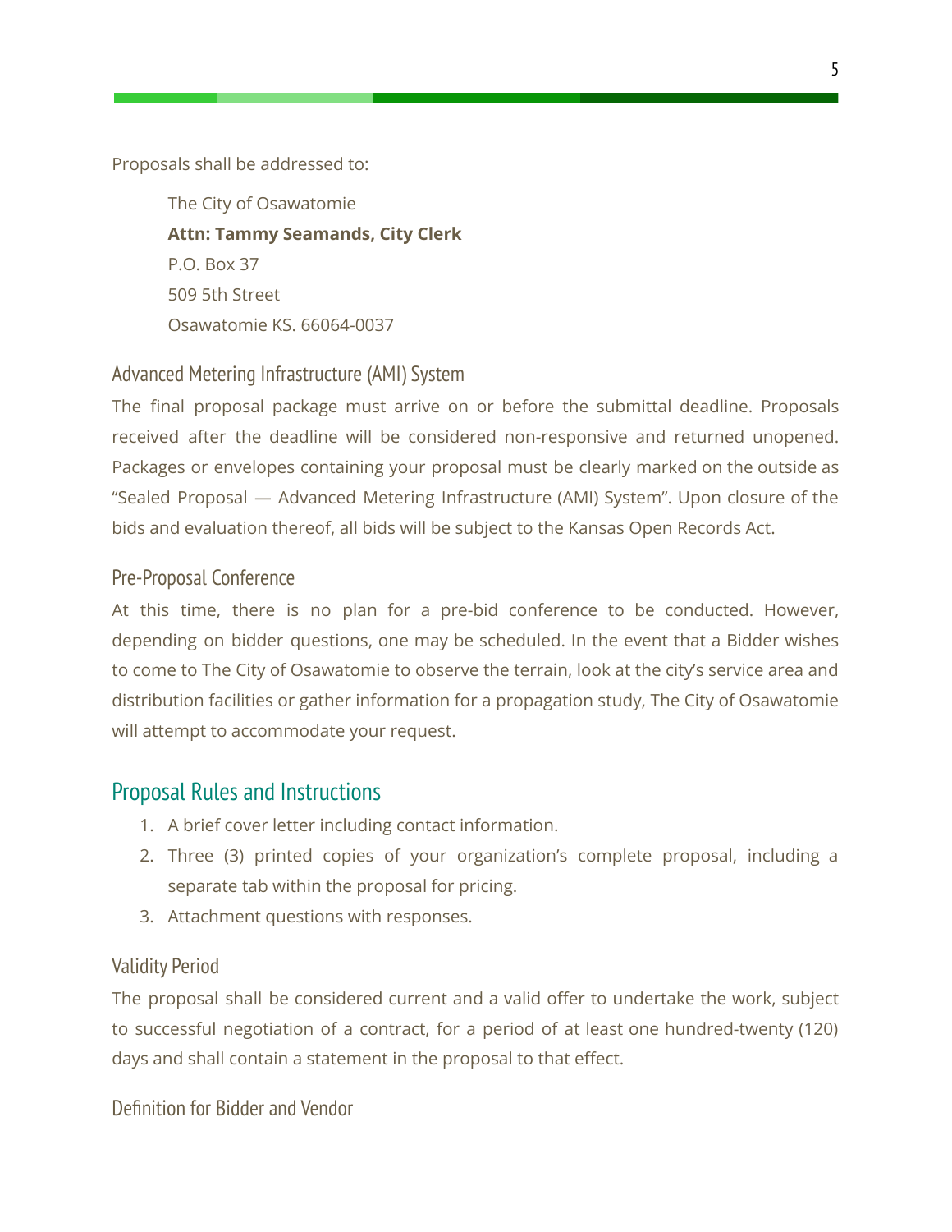Proposals shall be addressed to:

The City of Osawatomie  
**Attn: Tammy Seamands, City Clerk**  
P.O. Box 37  
509 5th Street  
Osawatomie KS. 66064-0037

### Advanced Metering Infrastructure (AMI) System

The final proposal package must arrive on or before the submittal deadline. Proposals received after the deadline will be considered non-responsive and returned unopened. Packages or envelopes containing your proposal must be clearly marked on the outside as "Sealed Proposal — Advanced Metering Infrastructure (AMI) System". Upon closure of the bids and evaluation thereof, all bids will be subject to the Kansas Open Records Act.

### Pre-Proposal Conference

At this time, there is no plan for a pre-bid conference to be conducted. However, depending on bidder questions, one may be scheduled. In the event that a Bidder wishes to come to The City of Osawatomie to observe the terrain, look at the city's service area and distribution facilities or gather information for a propagation study, The City of Osawatomie will attempt to accommodate your request.

## Proposal Rules and Instructions

1. A brief cover letter including contact information.
2. Three (3) printed copies of your organization's complete proposal, including a separate tab within the proposal for pricing.
3. Attachment questions with responses.

### Validity Period

The proposal shall be considered current and a valid offer to undertake the work, subject to successful negotiation of a contract, for a period of at least one hundred-twenty (120) days and shall contain a statement in the proposal to that effect.

### Definition for Bidder and Vendor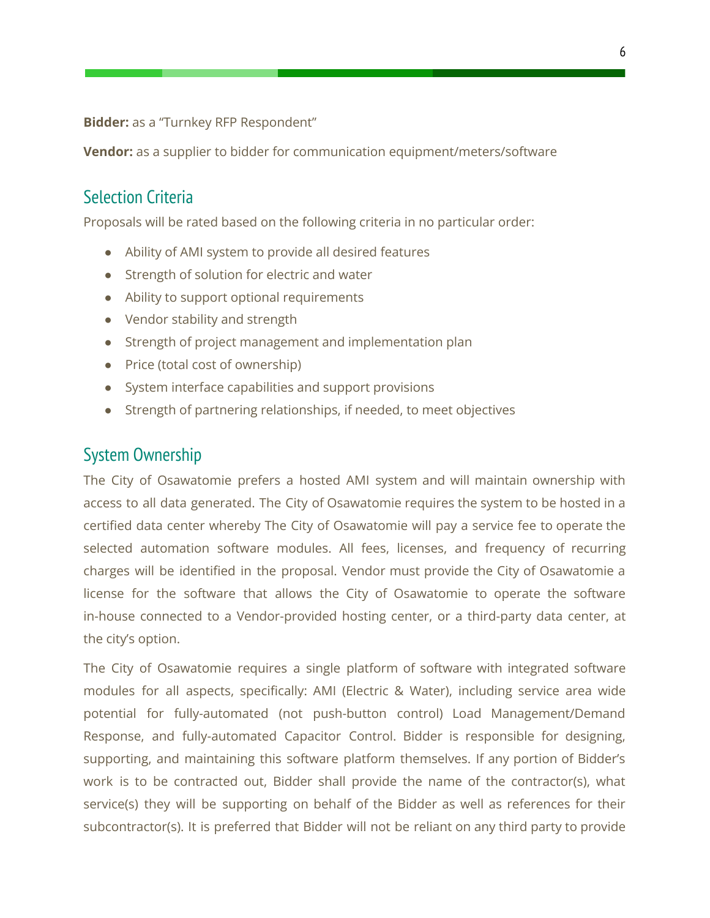**Bidder:** as a "Turnkey RFP Respondent"

**Vendor:** as a supplier to bidder for communication equipment/meters/software

## Selection Criteria

Proposals will be rated based on the following criteria in no particular order:

- Ability of AMI system to provide all desired features
- Strength of solution for electric and water
- Ability to support optional requirements
- Vendor stability and strength
- Strength of project management and implementation plan
- Price (total cost of ownership)
- System interface capabilities and support provisions
- Strength of partnering relationships, if needed, to meet objectives

## System Ownership

The City of Osawatomie prefers a hosted AMI system and will maintain ownership with access to all data generated. The City of Osawatomie requires the system to be hosted in a certified data center whereby The City of Osawatomie will pay a service fee to operate the selected automation software modules. All fees, licenses, and frequency of recurring charges will be identified in the proposal. Vendor must provide the City of Osawatomie a license for the software that allows the City of Osawatomie to operate the software in-house connected to a Vendor-provided hosting center, or a third-party data center, at the city's option.

The City of Osawatomie requires a single platform of software with integrated software modules for all aspects, specifically: AMI (Electric & Water), including service area wide potential for fully-automated (not push-button control) Load Management/Demand Response, and fully-automated Capacitor Control. Bidder is responsible for designing, supporting, and maintaining this software platform themselves. If any portion of Bidder's work is to be contracted out, Bidder shall provide the name of the contractor(s), what service(s) they will be supporting on behalf of the Bidder as well as references for their subcontractor(s). It is preferred that Bidder will not be reliant on any third party to provide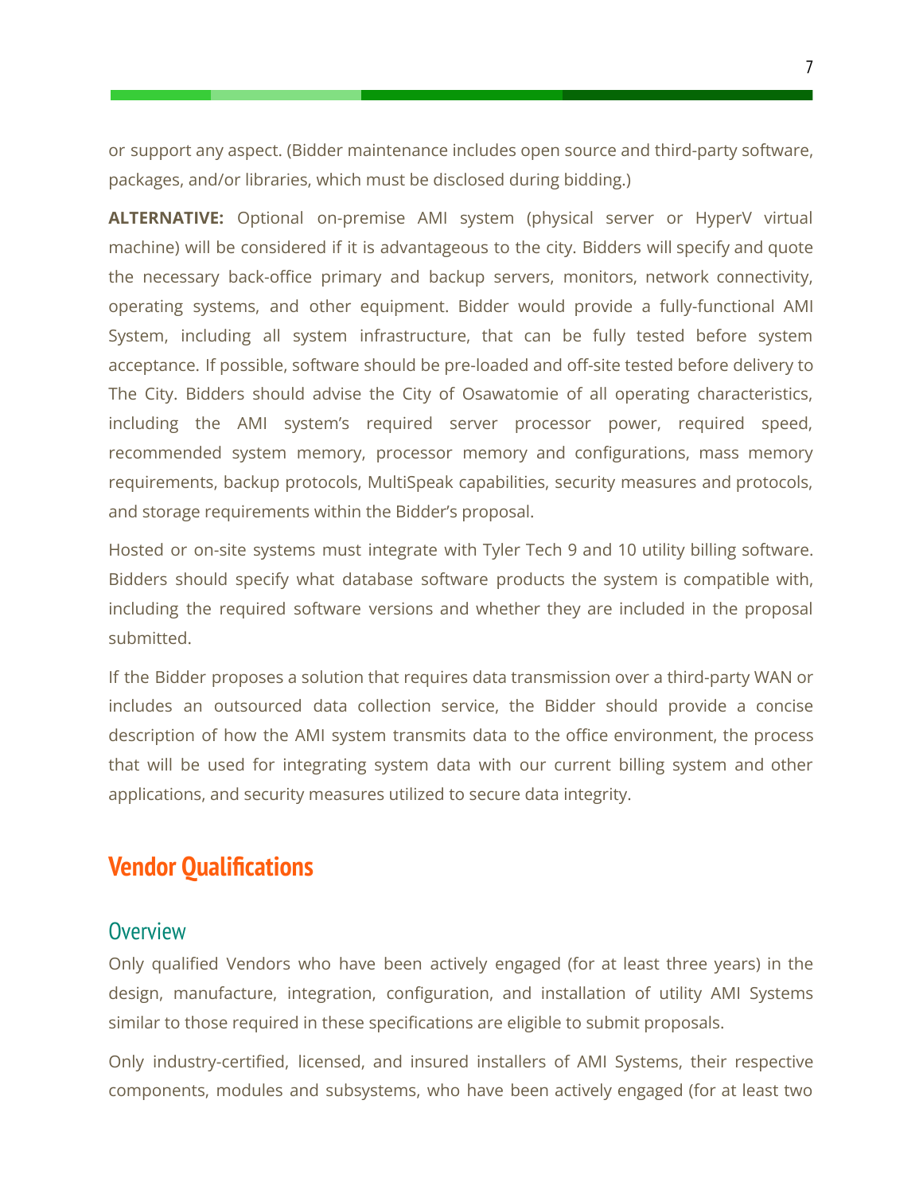or support any aspect. (Bidder maintenance includes open source and third-party software, packages, and/or libraries, which must be disclosed during bidding.)

**ALTERNATIVE:** Optional on-premise AMI system (physical server or HyperV virtual machine) will be considered if it is advantageous to the city. Bidders will specify and quote the necessary back-office primary and backup servers, monitors, network connectivity, operating systems, and other equipment. Bidder would provide a fully-functional AMI System, including all system infrastructure, that can be fully tested before system acceptance. If possible, software should be pre-loaded and off-site tested before delivery to The City. Bidders should advise the City of Osawatomie of all operating characteristics, including the AMI system's required server processor power, required speed, recommended system memory, processor memory and configurations, mass memory requirements, backup protocols, MultiSpeak capabilities, security measures and protocols, and storage requirements within the Bidder's proposal.

Hosted or on-site systems must integrate with Tyler Tech 9 and 10 utility billing software. Bidders should specify what database software products the system is compatible with, including the required software versions and whether they are included in the proposal submitted.

If the Bidder proposes a solution that requires data transmission over a third-party WAN or includes an outsourced data collection service, the Bidder should provide a concise description of how the AMI system transmits data to the office environment, the process that will be used for integrating system data with our current billing system and other applications, and security measures utilized to secure data integrity.

## Vendor Qualifications

### Overview

Only qualified Vendors who have been actively engaged (for at least three years) in the design, manufacture, integration, configuration, and installation of utility AMI Systems similar to those required in these specifications are eligible to submit proposals.

Only industry-certified, licensed, and insured installers of AMI Systems, their respective components, modules and subsystems, who have been actively engaged (for at least two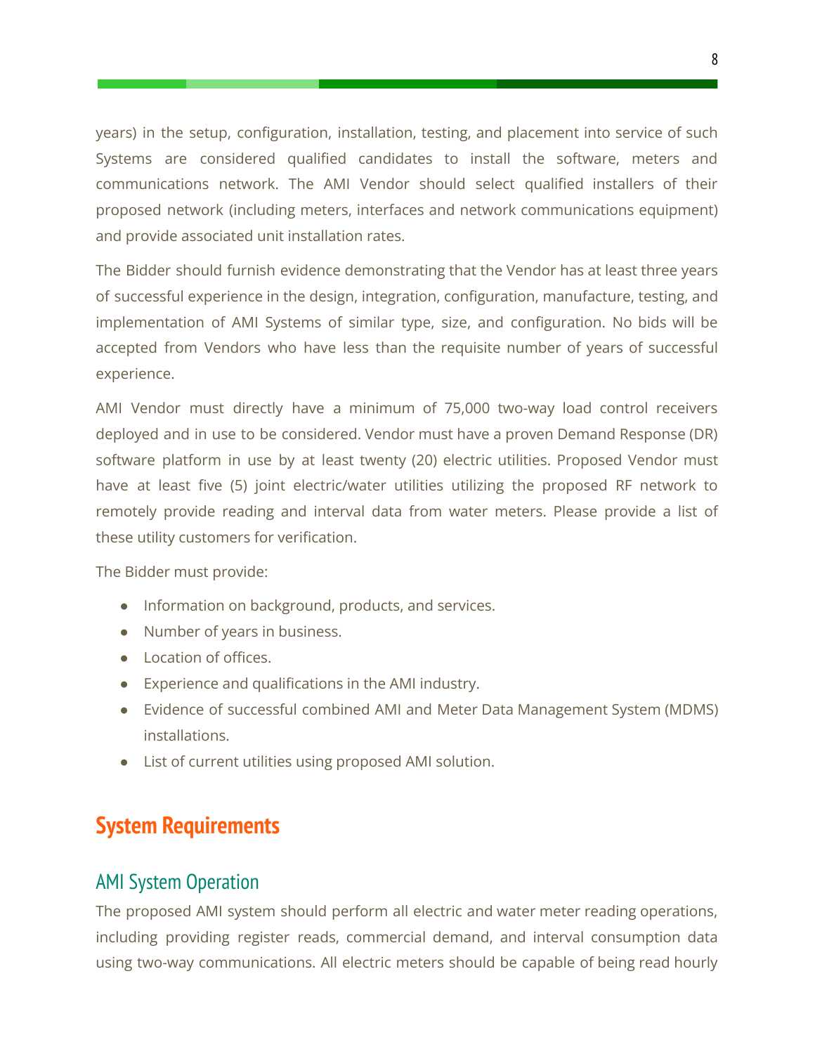years) in the setup, configuration, installation, testing, and placement into service of such Systems are considered qualified candidates to install the software, meters and communications network. The AMI Vendor should select qualified installers of their proposed network (including meters, interfaces and network communications equipment) and provide associated unit installation rates.

The Bidder should furnish evidence demonstrating that the Vendor has at least three years of successful experience in the design, integration, configuration, manufacture, testing, and implementation of AMI Systems of similar type, size, and configuration. No bids will be accepted from Vendors who have less than the requisite number of years of successful experience.

AMI Vendor must directly have a minimum of 75,000 two-way load control receivers deployed and in use to be considered. Vendor must have a proven Demand Response (DR) software platform in use by at least twenty (20) electric utilities. Proposed Vendor must have at least five (5) joint electric/water utilities utilizing the proposed RF network to remotely provide reading and interval data from water meters. Please provide a list of these utility customers for verification.

The Bidder must provide:

- Information on background, products, and services.
- Number of years in business.
- Location of offices.
- Experience and qualifications in the AMI industry.
- Evidence of successful combined AMI and Meter Data Management System (MDMS) installations.
- List of current utilities using proposed AMI solution.

# System Requirements

## AMI System Operation

The proposed AMI system should perform all electric and water meter reading operations, including providing register reads, commercial demand, and interval consumption data using two-way communications. All electric meters should be capable of being read hourly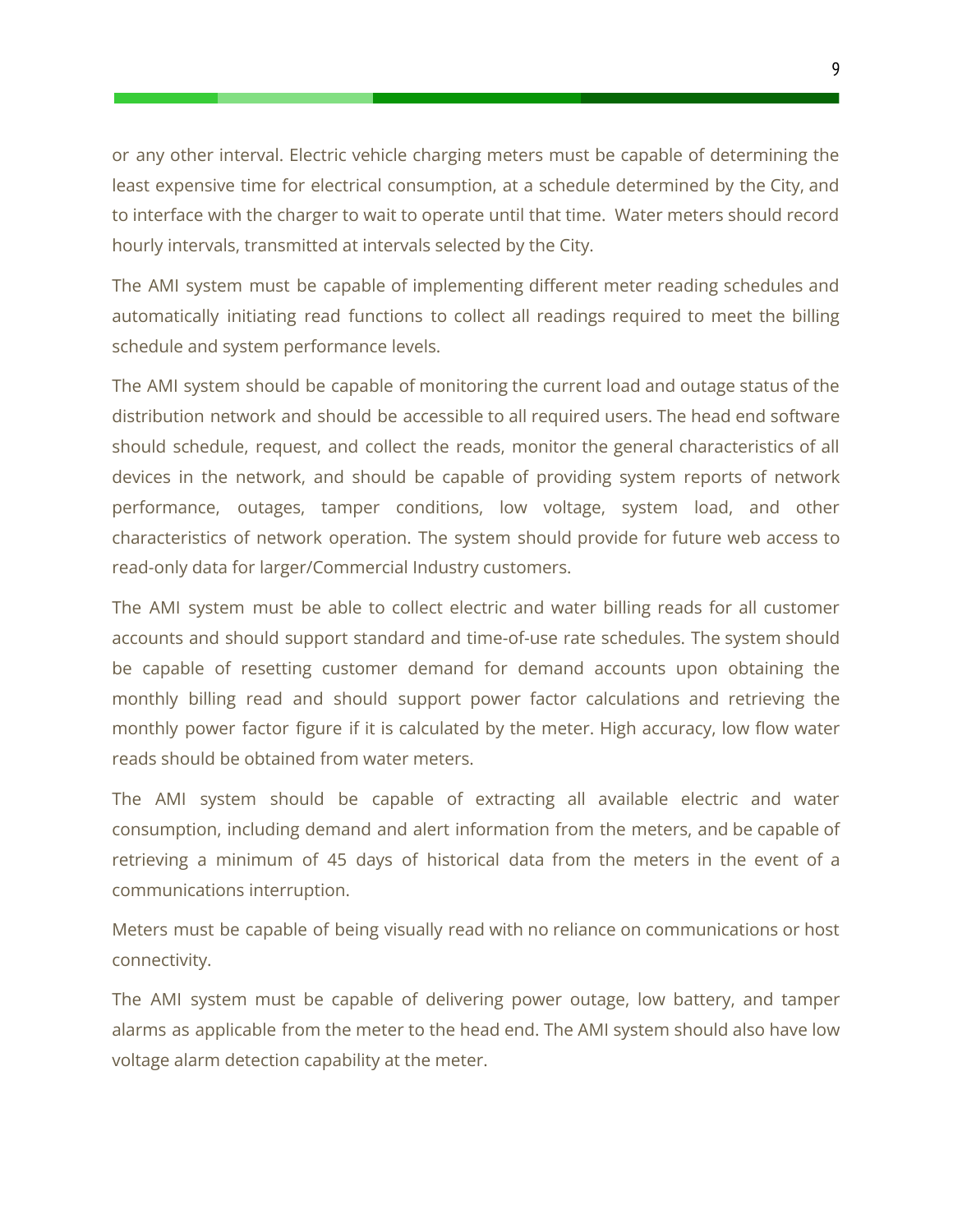or any other interval. Electric vehicle charging meters must be capable of determining the least expensive time for electrical consumption, at a schedule determined by the City, and to interface with the charger to wait to operate until that time.  Water meters should record hourly intervals, transmitted at intervals selected by the City.

The AMI system must be capable of implementing different meter reading schedules and automatically initiating read functions to collect all readings required to meet the billing schedule and system performance levels.

The AMI system should be capable of monitoring the current load and outage status of the distribution network and should be accessible to all required users. The head end software should schedule, request, and collect the reads, monitor the general characteristics of all devices in the network, and should be capable of providing system reports of network performance, outages, tamper conditions, low voltage, system load, and other characteristics of network operation. The system should provide for future web access to read-only data for larger/Commercial Industry customers.

The AMI system must be able to collect electric and water billing reads for all customer accounts and should support standard and time-of-use rate schedules. The system should be capable of resetting customer demand for demand accounts upon obtaining the monthly billing read and should support power factor calculations and retrieving the monthly power factor figure if it is calculated by the meter. High accuracy, low flow water reads should be obtained from water meters.

The AMI system should be capable of extracting all available electric and water consumption, including demand and alert information from the meters, and be capable of retrieving a minimum of 45 days of historical data from the meters in the event of a communications interruption.

Meters must be capable of being visually read with no reliance on communications or host connectivity.

The AMI system must be capable of delivering power outage, low battery, and tamper alarms as applicable from the meter to the head end. The AMI system should also have low voltage alarm detection capability at the meter.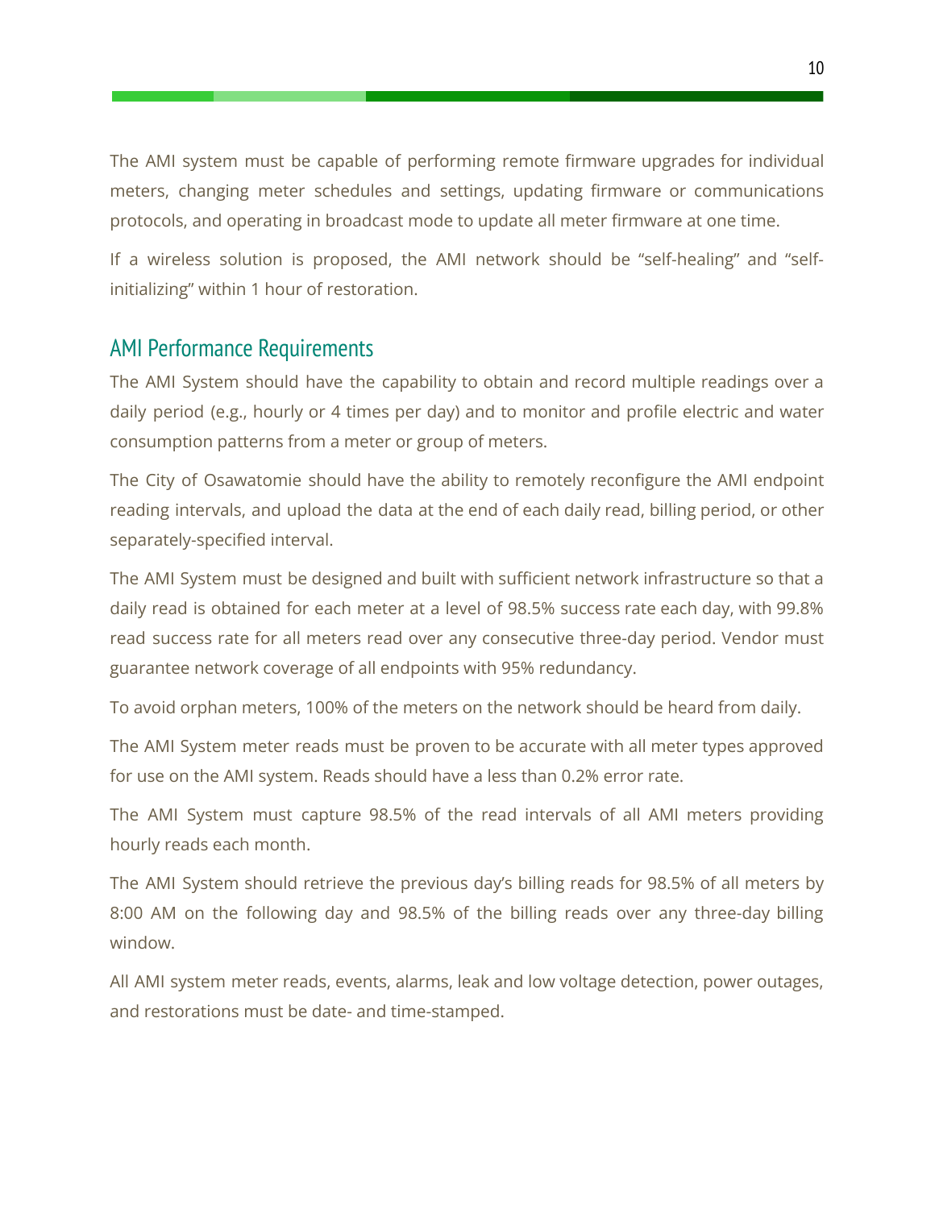The AMI system must be capable of performing remote firmware upgrades for individual meters, changing meter schedules and settings, updating firmware or communications protocols, and operating in broadcast mode to update all meter firmware at one time.

If a wireless solution is proposed, the AMI network should be "self-healing" and "self-initializing" within 1 hour of restoration.

## AMI Performance Requirements

The AMI System should have the capability to obtain and record multiple readings over a daily period (e.g., hourly or 4 times per day) and to monitor and profile electric and water consumption patterns from a meter or group of meters.

The City of Osawatomie should have the ability to remotely reconfigure the AMI endpoint reading intervals, and upload the data at the end of each daily read, billing period, or other separately-specified interval.

The AMI System must be designed and built with sufficient network infrastructure so that a daily read is obtained for each meter at a level of 98.5% success rate each day, with 99.8% read success rate for all meters read over any consecutive three-day period. Vendor must guarantee network coverage of all endpoints with 95% redundancy.

To avoid orphan meters, 100% of the meters on the network should be heard from daily.

The AMI System meter reads must be proven to be accurate with all meter types approved for use on the AMI system. Reads should have a less than 0.2% error rate.

The AMI System must capture 98.5% of the read intervals of all AMI meters providing hourly reads each month.

The AMI System should retrieve the previous day's billing reads for 98.5% of all meters by 8:00 AM on the following day and 98.5% of the billing reads over any three-day billing window.

All AMI system meter reads, events, alarms, leak and low voltage detection, power outages, and restorations must be date- and time-stamped.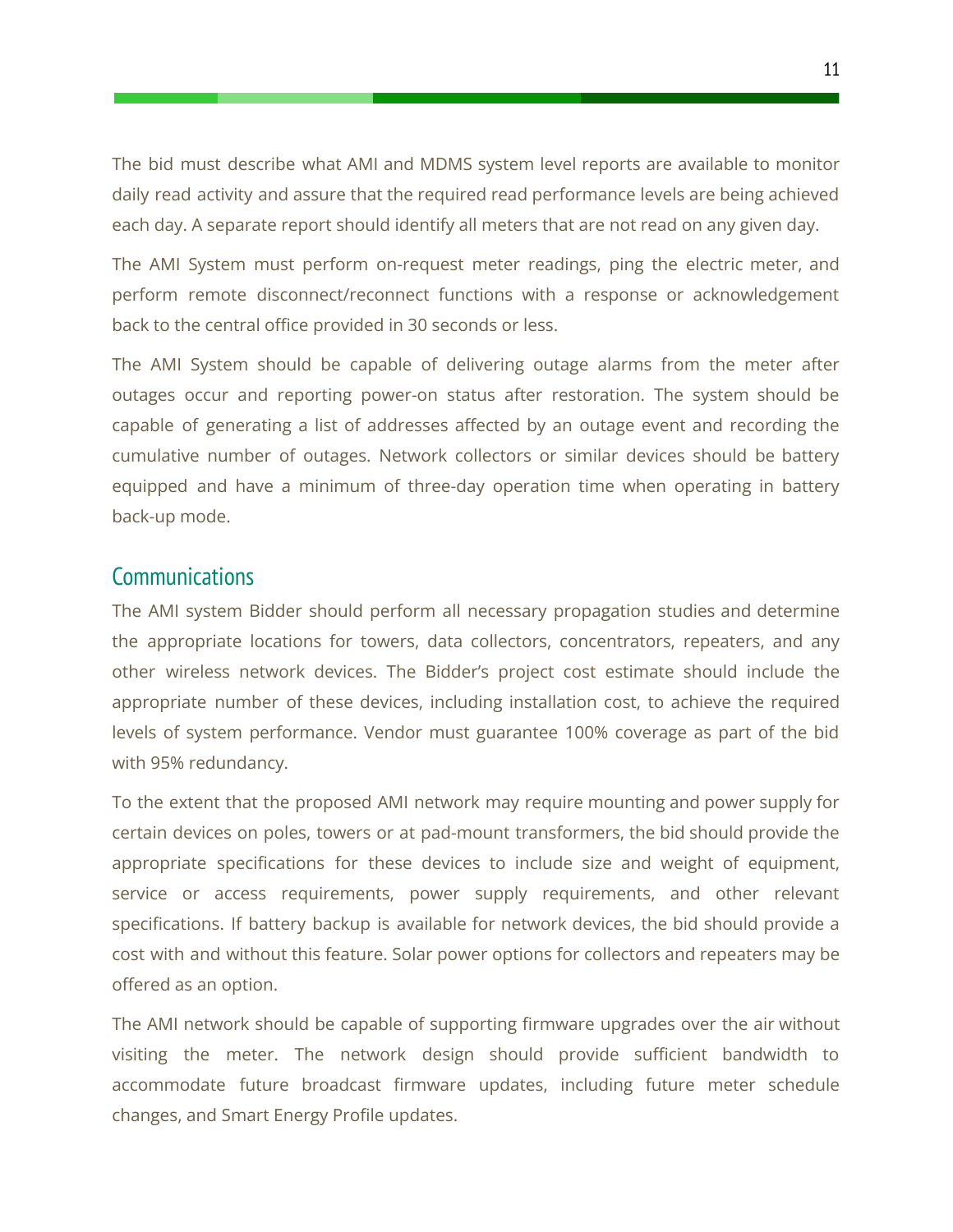The bid must describe what AMI and MDMS system level reports are available to monitor daily read activity and assure that the required read performance levels are being achieved each day. A separate report should identify all meters that are not read on any given day.

The AMI System must perform on-request meter readings, ping the electric meter, and perform remote disconnect/reconnect functions with a response or acknowledgement back to the central office provided in 30 seconds or less.

The AMI System should be capable of delivering outage alarms from the meter after outages occur and reporting power-on status after restoration. The system should be capable of generating a list of addresses affected by an outage event and recording the cumulative number of outages. Network collectors or similar devices should be battery equipped and have a minimum of three-day operation time when operating in battery back-up mode.

## Communications

The AMI system Bidder should perform all necessary propagation studies and determine the appropriate locations for towers, data collectors, concentrators, repeaters, and any other wireless network devices. The Bidder's project cost estimate should include the appropriate number of these devices, including installation cost, to achieve the required levels of system performance. Vendor must guarantee 100% coverage as part of the bid with 95% redundancy.

To the extent that the proposed AMI network may require mounting and power supply for certain devices on poles, towers or at pad-mount transformers, the bid should provide the appropriate specifications for these devices to include size and weight of equipment, service or access requirements, power supply requirements, and other relevant specifications. If battery backup is available for network devices, the bid should provide a cost with and without this feature. Solar power options for collectors and repeaters may be offered as an option.

The AMI network should be capable of supporting firmware upgrades over the air without visiting the meter. The network design should provide sufficient bandwidth to accommodate future broadcast firmware updates, including future meter schedule changes, and Smart Energy Profile updates.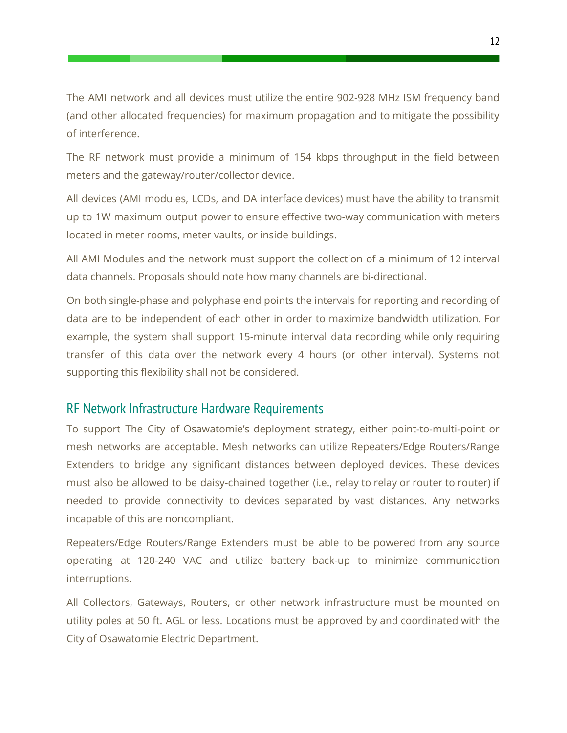The AMI network and all devices must utilize the entire 902-928 MHz ISM frequency band (and other allocated frequencies) for maximum propagation and to mitigate the possibility of interference.

The RF network must provide a minimum of 154 kbps throughput in the field between meters and the gateway/router/collector device.

All devices (AMI modules, LCDs, and DA interface devices) must have the ability to transmit up to 1W maximum output power to ensure effective two-way communication with meters located in meter rooms, meter vaults, or inside buildings.

All AMI Modules and the network must support the collection of a minimum of 12 interval data channels. Proposals should note how many channels are bi-directional.

On both single-phase and polyphase end points the intervals for reporting and recording of data are to be independent of each other in order to maximize bandwidth utilization. For example, the system shall support 15-minute interval data recording while only requiring transfer of this data over the network every 4 hours (or other interval). Systems not supporting this flexibility shall not be considered.

## RF Network Infrastructure Hardware Requirements

To support The City of Osawatomie's deployment strategy, either point-to-multi-point or mesh networks are acceptable. Mesh networks can utilize Repeaters/Edge Routers/Range Extenders to bridge any significant distances between deployed devices. These devices must also be allowed to be daisy-chained together (i.e., relay to relay or router to router) if needed to provide connectivity to devices separated by vast distances. Any networks incapable of this are noncompliant.

Repeaters/Edge Routers/Range Extenders must be able to be powered from any source operating at 120-240 VAC and utilize battery back-up to minimize communication interruptions.

All Collectors, Gateways, Routers, or other network infrastructure must be mounted on utility poles at 50 ft. AGL or less. Locations must be approved by and coordinated with the City of Osawatomie Electric Department.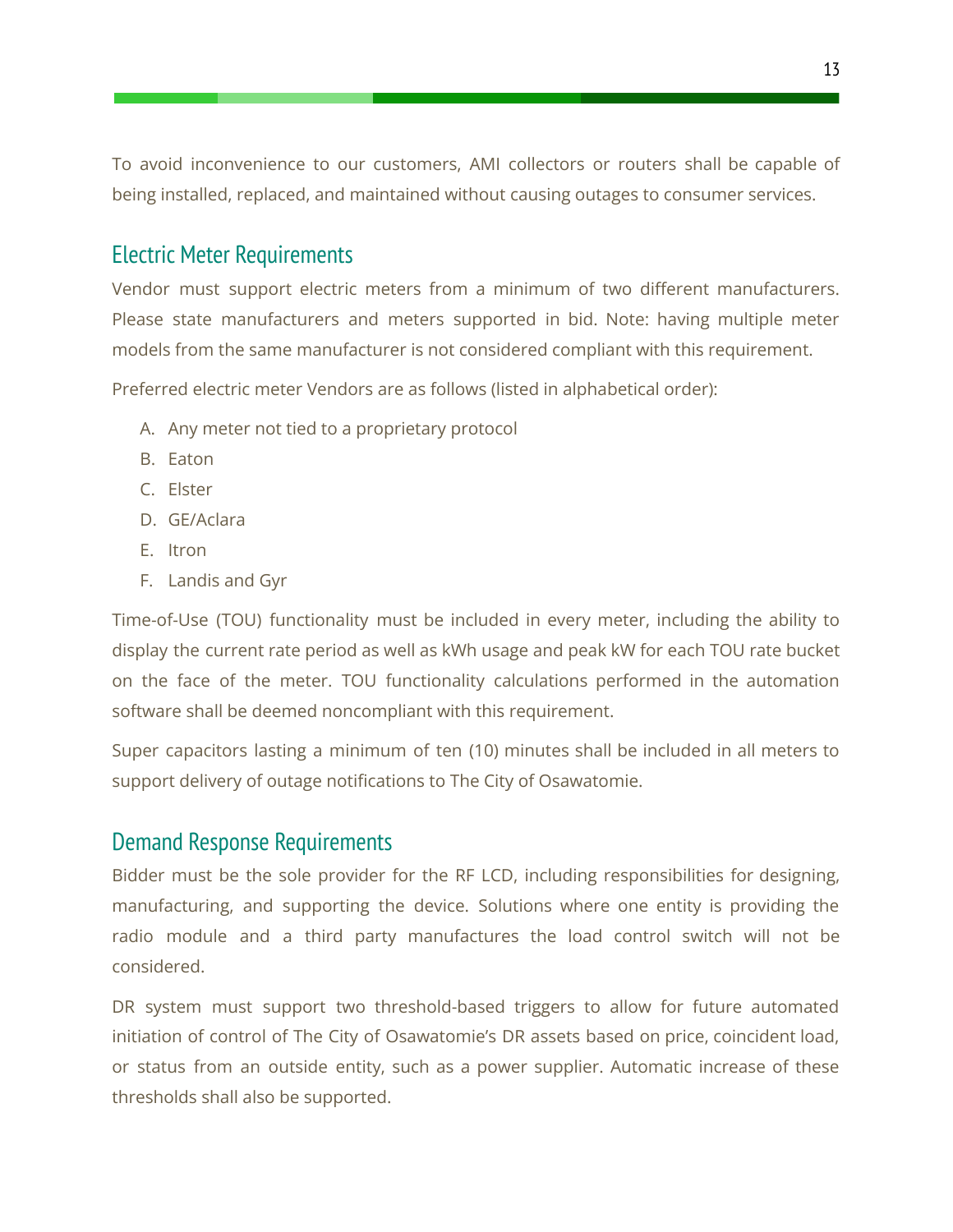To avoid inconvenience to our customers, AMI collectors or routers shall be capable of being installed, replaced, and maintained without causing outages to consumer services.

## Electric Meter Requirements

Vendor must support electric meters from a minimum of two different manufacturers. Please state manufacturers and meters supported in bid. Note: having multiple meter models from the same manufacturer is not considered compliant with this requirement.

Preferred electric meter Vendors are as follows (listed in alphabetical order):

A. Any meter not tied to a proprietary protocol
B. Eaton
C. Elster
D. GE/Aclara
E. Itron
F. Landis and Gyr

Time-of-Use (TOU) functionality must be included in every meter, including the ability to display the current rate period as well as kWh usage and peak kW for each TOU rate bucket on the face of the meter. TOU functionality calculations performed in the automation software shall be deemed noncompliant with this requirement.

Super capacitors lasting a minimum of ten (10) minutes shall be included in all meters to support delivery of outage notifications to The City of Osawatomie.

## Demand Response Requirements

Bidder must be the sole provider for the RF LCD, including responsibilities for designing, manufacturing, and supporting the device. Solutions where one entity is providing the radio module and a third party manufactures the load control switch will not be considered.

DR system must support two threshold-based triggers to allow for future automated initiation of control of The City of Osawatomie's DR assets based on price, coincident load, or status from an outside entity, such as a power supplier. Automatic increase of these thresholds shall also be supported.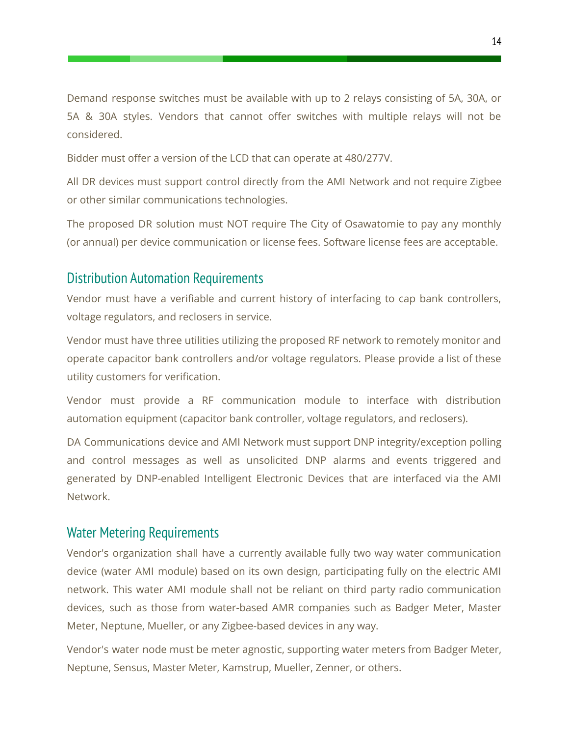Demand response switches must be available with up to 2 relays consisting of 5A, 30A, or 5A & 30A styles. Vendors that cannot offer switches with multiple relays will not be considered.

Bidder must offer a version of the LCD that can operate at 480/277V.

All DR devices must support control directly from the AMI Network and not require Zigbee or other similar communications technologies.

The proposed DR solution must NOT require The City of Osawatomie to pay any monthly (or annual) per device communication or license fees. Software license fees are acceptable.

## Distribution Automation Requirements

Vendor must have a verifiable and current history of interfacing to cap bank controllers, voltage regulators, and reclosers in service.

Vendor must have three utilities utilizing the proposed RF network to remotely monitor and operate capacitor bank controllers and/or voltage regulators. Please provide a list of these utility customers for verification.

Vendor must provide a RF communication module to interface with distribution automation equipment (capacitor bank controller, voltage regulators, and reclosers).

DA Communications device and AMI Network must support DNP integrity/exception polling and control messages as well as unsolicited DNP alarms and events triggered and generated by DNP-enabled Intelligent Electronic Devices that are interfaced via the AMI Network.

## Water Metering Requirements

Vendor's organization shall have a currently available fully two way water communication device (water AMI module) based on its own design, participating fully on the electric AMI network. This water AMI module shall not be reliant on third party radio communication devices, such as those from water-based AMR companies such as Badger Meter, Master Meter, Neptune, Mueller, or any Zigbee-based devices in any way.

Vendor's water node must be meter agnostic, supporting water meters from Badger Meter, Neptune, Sensus, Master Meter, Kamstrup, Mueller, Zenner, or others.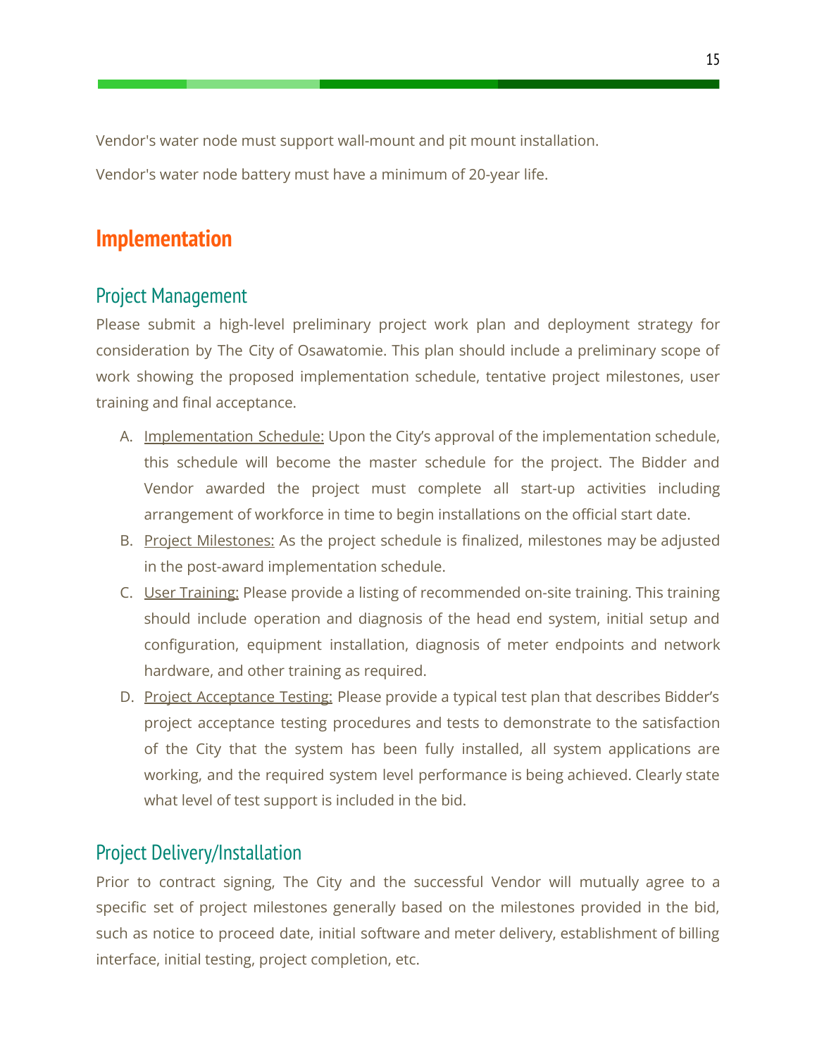Vendor's water node must support wall-mount and pit mount installation.

Vendor's water node battery must have a minimum of 20-year life.

# Implementation

## Project Management

Please submit a high-level preliminary project work plan and deployment strategy for consideration by The City of Osawatomie. This plan should include a preliminary scope of work showing the proposed implementation schedule, tentative project milestones, user training and final acceptance.

A. Implementation Schedule: Upon the City's approval of the implementation schedule, this schedule will become the master schedule for the project. The Bidder and Vendor awarded the project must complete all start-up activities including arrangement of workforce in time to begin installations on the official start date.

B. Project Milestones: As the project schedule is finalized, milestones may be adjusted in the post-award implementation schedule.

C. User Training: Please provide a listing of recommended on-site training. This training should include operation and diagnosis of the head end system, initial setup and configuration, equipment installation, diagnosis of meter endpoints and network hardware, and other training as required.

D. Project Acceptance Testing: Please provide a typical test plan that describes Bidder's project acceptance testing procedures and tests to demonstrate to the satisfaction of the City that the system has been fully installed, all system applications are working, and the required system level performance is being achieved. Clearly state what level of test support is included in the bid.

## Project Delivery/Installation

Prior to contract signing, The City and the successful Vendor will mutually agree to a specific set of project milestones generally based on the milestones provided in the bid, such as notice to proceed date, initial software and meter delivery, establishment of billing interface, initial testing, project completion, etc.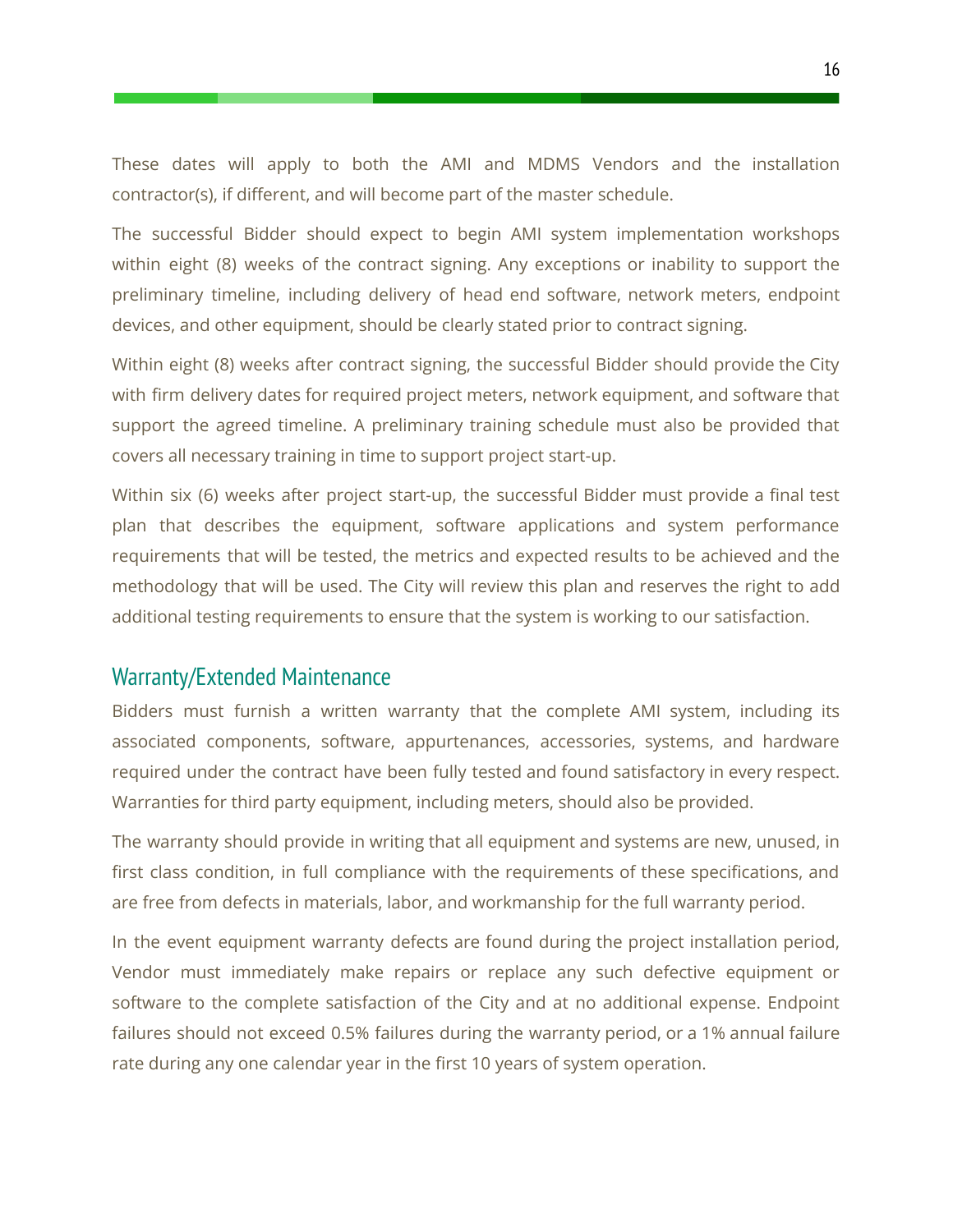These dates will apply to both the AMI and MDMS Vendors and the installation contractor(s), if different, and will become part of the master schedule.

The successful Bidder should expect to begin AMI system implementation workshops within eight (8) weeks of the contract signing. Any exceptions or inability to support the preliminary timeline, including delivery of head end software, network meters, endpoint devices, and other equipment, should be clearly stated prior to contract signing.

Within eight (8) weeks after contract signing, the successful Bidder should provide the City with firm delivery dates for required project meters, network equipment, and software that support the agreed timeline. A preliminary training schedule must also be provided that covers all necessary training in time to support project start-up.

Within six (6) weeks after project start-up, the successful Bidder must provide a final test plan that describes the equipment, software applications and system performance requirements that will be tested, the metrics and expected results to be achieved and the methodology that will be used. The City will review this plan and reserves the right to add additional testing requirements to ensure that the system is working to our satisfaction.

## Warranty/Extended Maintenance

Bidders must furnish a written warranty that the complete AMI system, including its associated components, software, appurtenances, accessories, systems, and hardware required under the contract have been fully tested and found satisfactory in every respect. Warranties for third party equipment, including meters, should also be provided.

The warranty should provide in writing that all equipment and systems are new, unused, in first class condition, in full compliance with the requirements of these specifications, and are free from defects in materials, labor, and workmanship for the full warranty period.

In the event equipment warranty defects are found during the project installation period, Vendor must immediately make repairs or replace any such defective equipment or software to the complete satisfaction of the City and at no additional expense. Endpoint failures should not exceed 0.5% failures during the warranty period, or a 1% annual failure rate during any one calendar year in the first 10 years of system operation.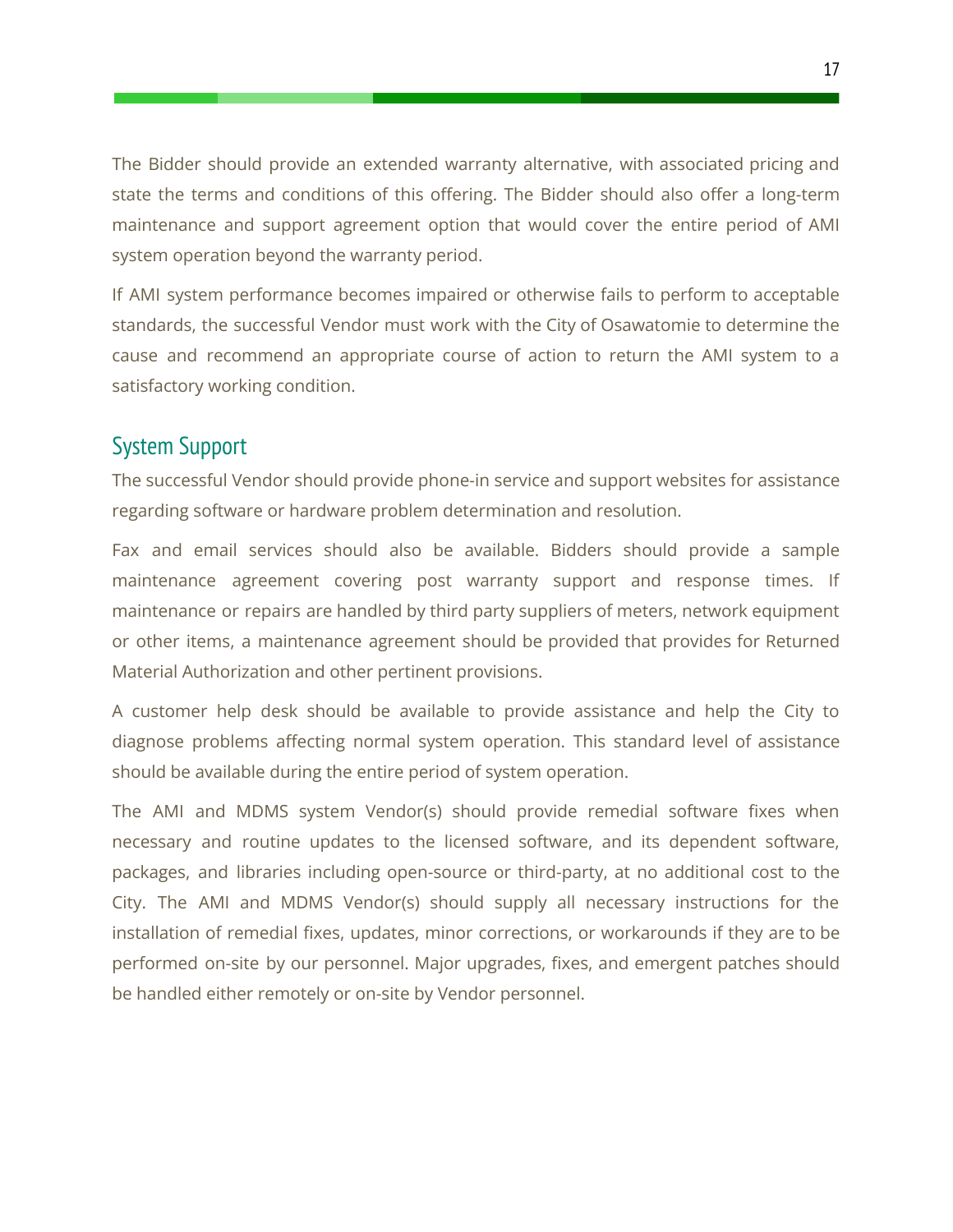The Bidder should provide an extended warranty alternative, with associated pricing and state the terms and conditions of this offering. The Bidder should also offer a long-term maintenance and support agreement option that would cover the entire period of AMI system operation beyond the warranty period.

If AMI system performance becomes impaired or otherwise fails to perform to acceptable standards, the successful Vendor must work with the City of Osawatomie to determine the cause and recommend an appropriate course of action to return the AMI system to a satisfactory working condition.

## System Support

The successful Vendor should provide phone-in service and support websites for assistance regarding software or hardware problem determination and resolution.

Fax and email services should also be available. Bidders should provide a sample maintenance agreement covering post warranty support and response times. If maintenance or repairs are handled by third party suppliers of meters, network equipment or other items, a maintenance agreement should be provided that provides for Returned Material Authorization and other pertinent provisions.

A customer help desk should be available to provide assistance and help the City to diagnose problems affecting normal system operation. This standard level of assistance should be available during the entire period of system operation.

The AMI and MDMS system Vendor(s) should provide remedial software fixes when necessary and routine updates to the licensed software, and its dependent software, packages, and libraries including open-source or third-party, at no additional cost to the City. The AMI and MDMS Vendor(s) should supply all necessary instructions for the installation of remedial fixes, updates, minor corrections, or workarounds if they are to be performed on-site by our personnel. Major upgrades, fixes, and emergent patches should be handled either remotely or on-site by Vendor personnel.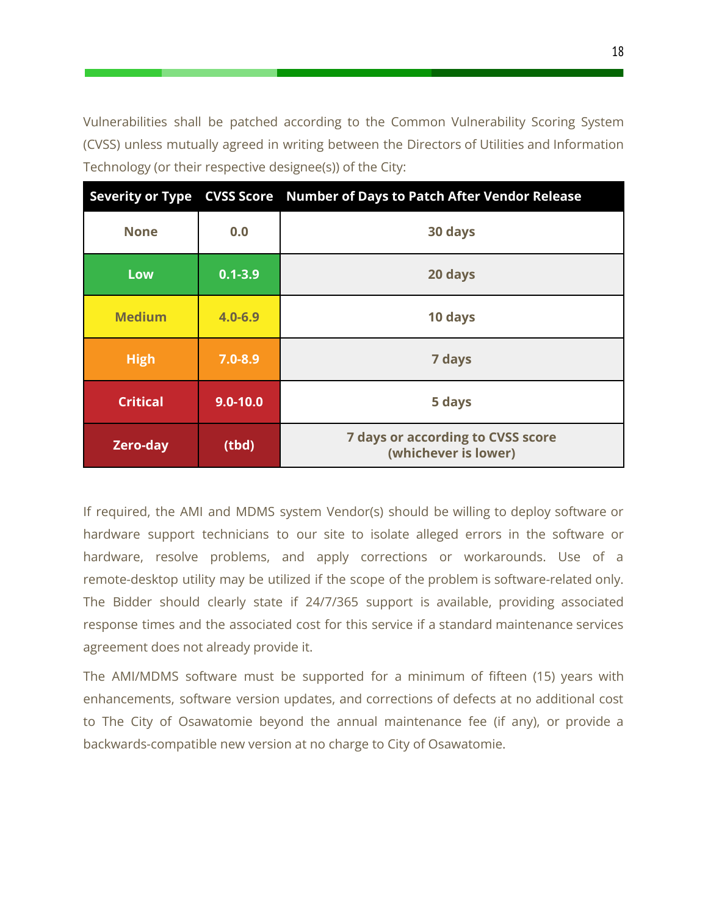Vulnerabilities shall be patched according to the Common Vulnerability Scoring System (CVSS) unless mutually agreed in writing between the Directors of Utilities and Information Technology (or their respective designee(s)) of the City:

| Severity or Type | CVSS Score | Number of Days to Patch After Vendor Release |
|---|---|---|
| **None** | **0.0** | **30 days** |
| **Low** | **0.1-3.9** | **20 days** |
| **Medium** | **4.0-6.9** | **10 days** |
| **High** | **7.0-8.9** | **7 days** |
| **Critical** | **9.0-10.0** | **5 days** |
| **Zero-day** | **(tbd)** | **7 days or according to CVSS score (whichever is lower)** |

If required, the AMI and MDMS system Vendor(s) should be willing to deploy software or hardware support technicians to our site to isolate alleged errors in the software or hardware, resolve problems, and apply corrections or workarounds. Use of a remote-desktop utility may be utilized if the scope of the problem is software-related only. The Bidder should clearly state if 24/7/365 support is available, providing associated response times and the associated cost for this service if a standard maintenance services agreement does not already provide it.

The AMI/MDMS software must be supported for a minimum of fifteen (15) years with enhancements, software version updates, and corrections of defects at no additional cost to The City of Osawatomie beyond the annual maintenance fee (if any), or provide a backwards-compatible new version at no charge to City of Osawatomie.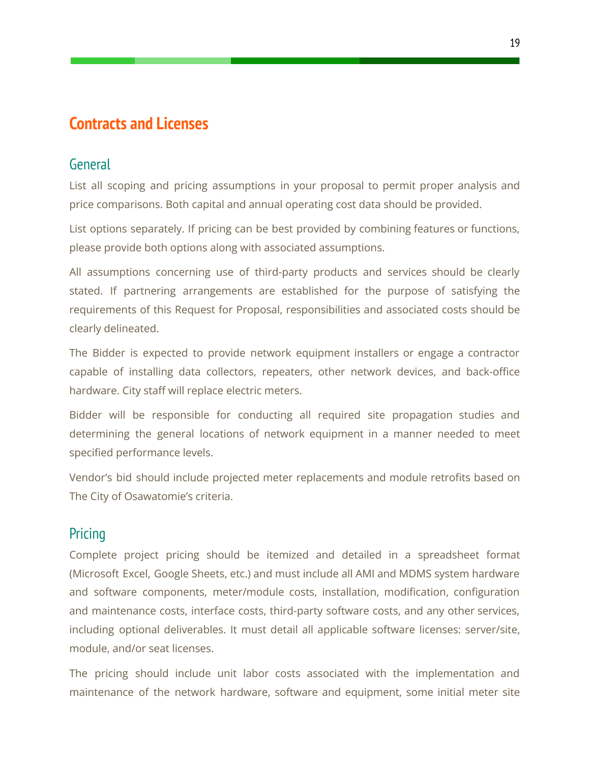## Contracts and Licenses

### General

List all scoping and pricing assumptions in your proposal to permit proper analysis and price comparisons. Both capital and annual operating cost data should be provided.

List options separately. If pricing can be best provided by combining features or functions, please provide both options along with associated assumptions.

All assumptions concerning use of third-party products and services should be clearly stated. If partnering arrangements are established for the purpose of satisfying the requirements of this Request for Proposal, responsibilities and associated costs should be clearly delineated.

The Bidder is expected to provide network equipment installers or engage a contractor capable of installing data collectors, repeaters, other network devices, and back-office hardware. City staff will replace electric meters.

Bidder will be responsible for conducting all required site propagation studies and determining the general locations of network equipment in a manner needed to meet specified performance levels.

Vendor's bid should include projected meter replacements and module retrofits based on The City of Osawatomie's criteria.

### Pricing

Complete project pricing should be itemized and detailed in a spreadsheet format (Microsoft Excel, Google Sheets, etc.) and must include all AMI and MDMS system hardware and software components, meter/module costs, installation, modification, configuration and maintenance costs, interface costs, third-party software costs, and any other services, including optional deliverables. It must detail all applicable software licenses: server/site, module, and/or seat licenses.

The pricing should include unit labor costs associated with the implementation and maintenance of the network hardware, software and equipment, some initial meter site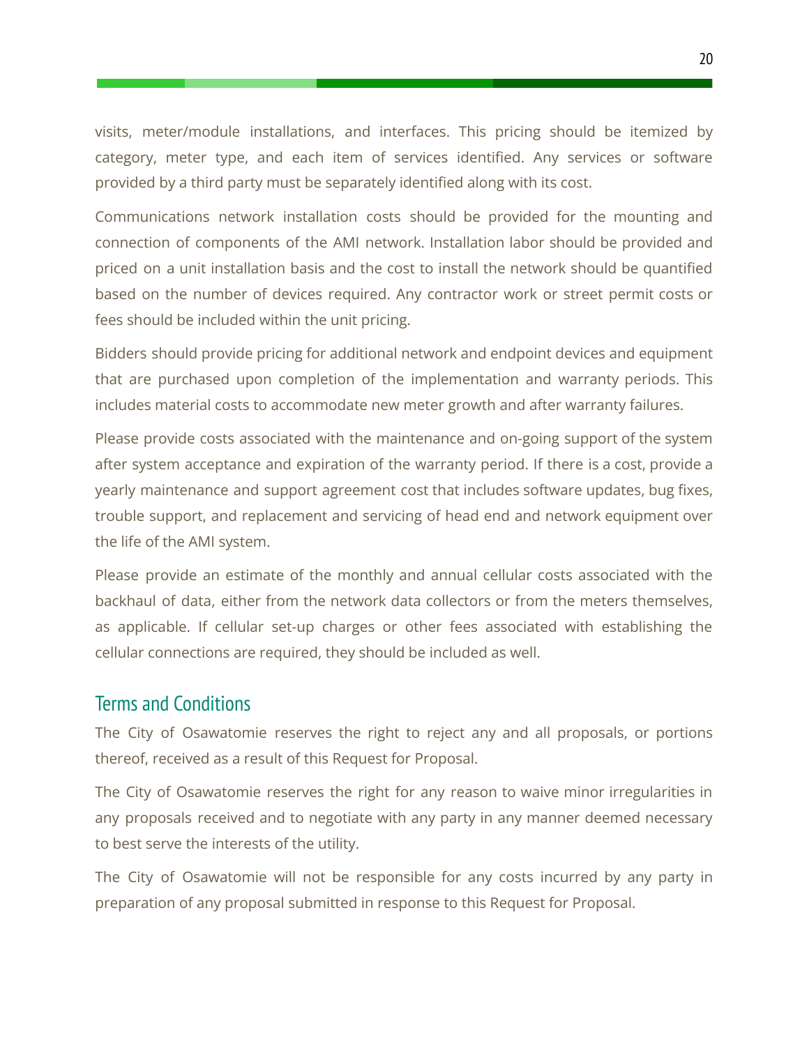visits, meter/module installations, and interfaces. This pricing should be itemized by category, meter type, and each item of services identified. Any services or software provided by a third party must be separately identified along with its cost.

Communications network installation costs should be provided for the mounting and connection of components of the AMI network. Installation labor should be provided and priced on a unit installation basis and the cost to install the network should be quantified based on the number of devices required. Any contractor work or street permit costs or fees should be included within the unit pricing.

Bidders should provide pricing for additional network and endpoint devices and equipment that are purchased upon completion of the implementation and warranty periods. This includes material costs to accommodate new meter growth and after warranty failures.

Please provide costs associated with the maintenance and on-going support of the system after system acceptance and expiration of the warranty period. If there is a cost, provide a yearly maintenance and support agreement cost that includes software updates, bug fixes, trouble support, and replacement and servicing of head end and network equipment over the life of the AMI system.

Please provide an estimate of the monthly and annual cellular costs associated with the backhaul of data, either from the network data collectors or from the meters themselves, as applicable. If cellular set-up charges or other fees associated with establishing the cellular connections are required, they should be included as well.

## Terms and Conditions

The City of Osawatomie reserves the right to reject any and all proposals, or portions thereof, received as a result of this Request for Proposal.

The City of Osawatomie reserves the right for any reason to waive minor irregularities in any proposals received and to negotiate with any party in any manner deemed necessary to best serve the interests of the utility.

The City of Osawatomie will not be responsible for any costs incurred by any party in preparation of any proposal submitted in response to this Request for Proposal.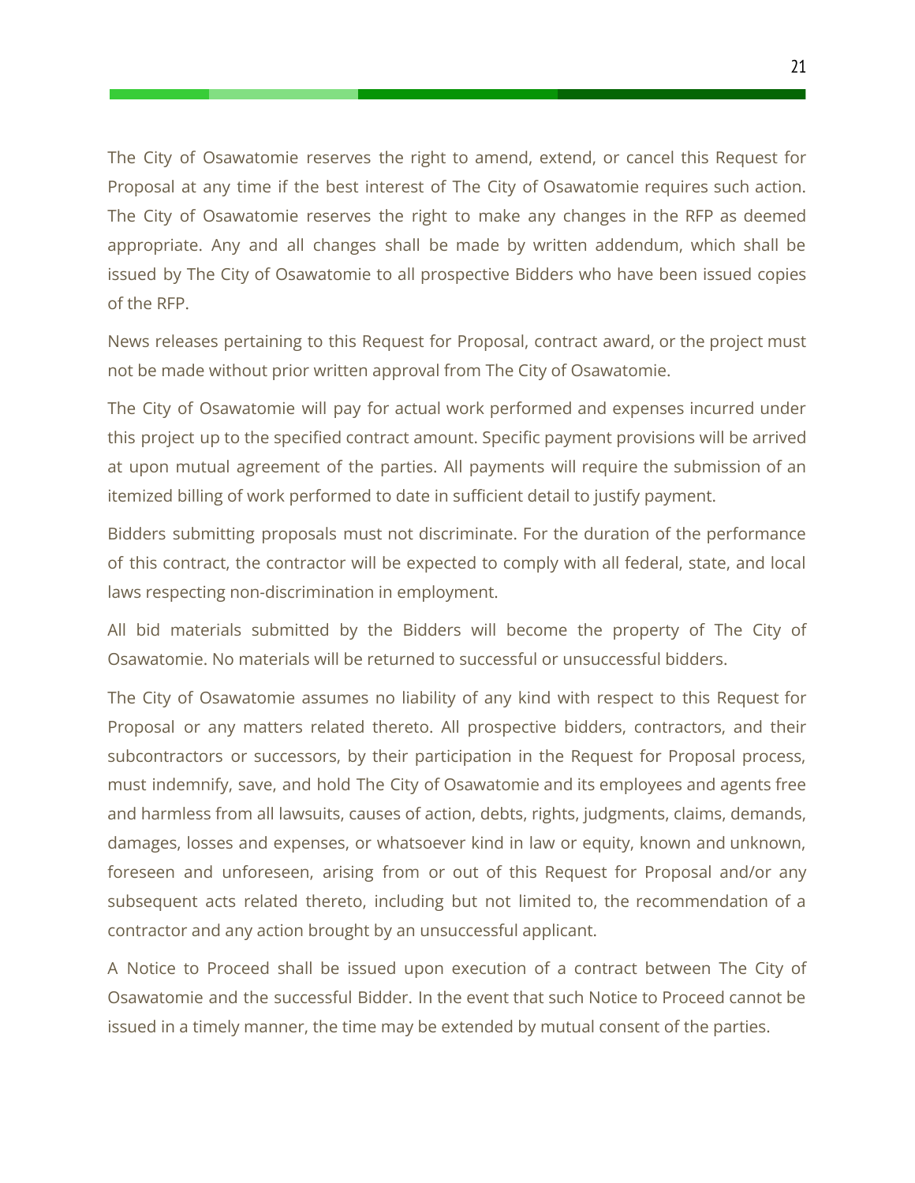The City of Osawatomie reserves the right to amend, extend, or cancel this Request for Proposal at any time if the best interest of The City of Osawatomie requires such action. The City of Osawatomie reserves the right to make any changes in the RFP as deemed appropriate. Any and all changes shall be made by written addendum, which shall be issued by The City of Osawatomie to all prospective Bidders who have been issued copies of the RFP.

News releases pertaining to this Request for Proposal, contract award, or the project must not be made without prior written approval from The City of Osawatomie.

The City of Osawatomie will pay for actual work performed and expenses incurred under this project up to the specified contract amount. Specific payment provisions will be arrived at upon mutual agreement of the parties. All payments will require the submission of an itemized billing of work performed to date in sufficient detail to justify payment.

Bidders submitting proposals must not discriminate. For the duration of the performance of this contract, the contractor will be expected to comply with all federal, state, and local laws respecting non-discrimination in employment.

All bid materials submitted by the Bidders will become the property of The City of Osawatomie. No materials will be returned to successful or unsuccessful bidders.

The City of Osawatomie assumes no liability of any kind with respect to this Request for Proposal or any matters related thereto. All prospective bidders, contractors, and their subcontractors or successors, by their participation in the Request for Proposal process, must indemnify, save, and hold The City of Osawatomie and its employees and agents free and harmless from all lawsuits, causes of action, debts, rights, judgments, claims, demands, damages, losses and expenses, or whatsoever kind in law or equity, known and unknown, foreseen and unforeseen, arising from or out of this Request for Proposal and/or any subsequent acts related thereto, including but not limited to, the recommendation of a contractor and any action brought by an unsuccessful applicant.

A Notice to Proceed shall be issued upon execution of a contract between The City of Osawatomie and the successful Bidder. In the event that such Notice to Proceed cannot be issued in a timely manner, the time may be extended by mutual consent of the parties.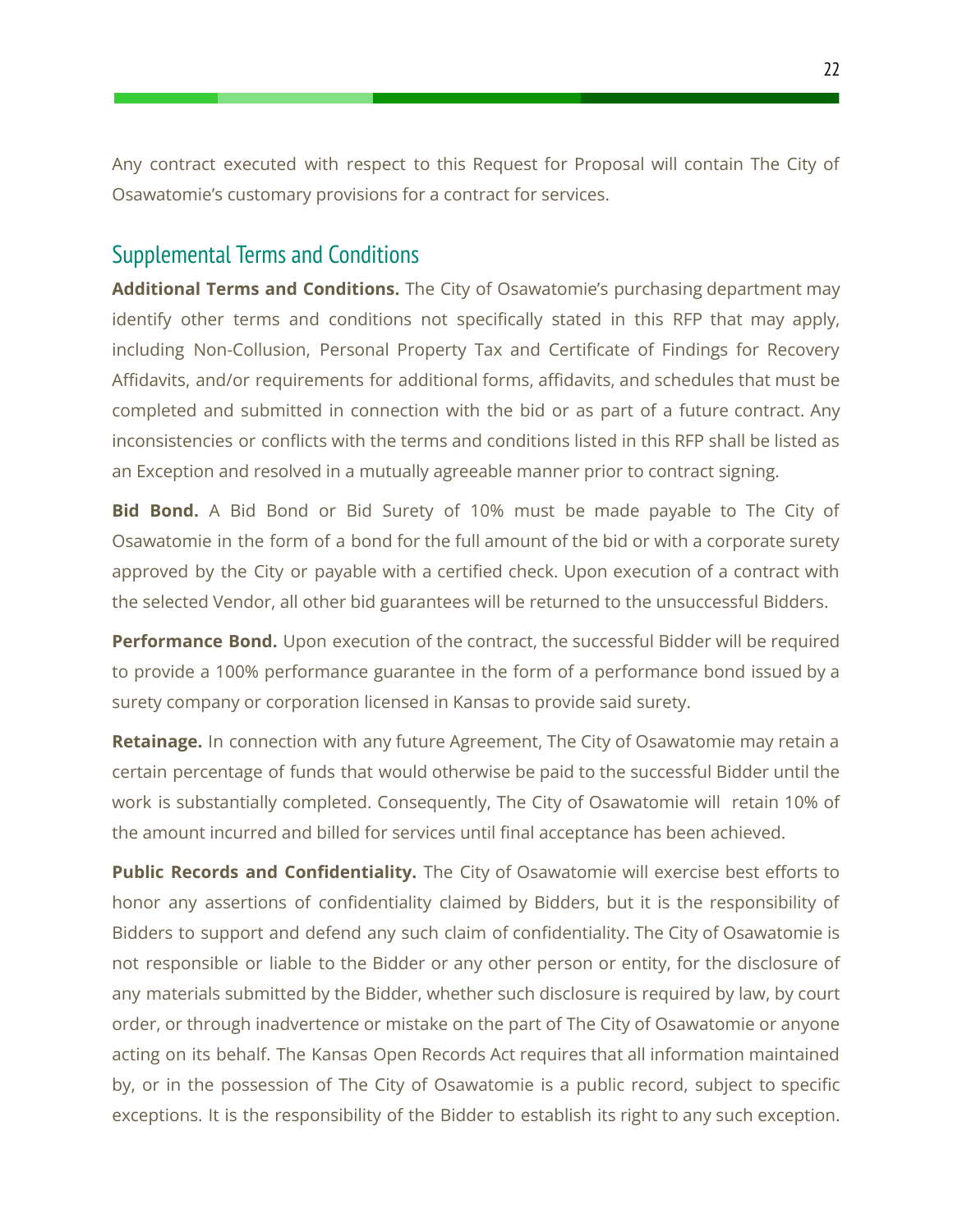Any contract executed with respect to this Request for Proposal will contain The City of Osawatomie's customary provisions for a contract for services.

## Supplemental Terms and Conditions

**Additional Terms and Conditions.** The City of Osawatomie's purchasing department may identify other terms and conditions not specifically stated in this RFP that may apply, including Non-Collusion, Personal Property Tax and Certificate of Findings for Recovery Affidavits, and/or requirements for additional forms, affidavits, and schedules that must be completed and submitted in connection with the bid or as part of a future contract. Any inconsistencies or conflicts with the terms and conditions listed in this RFP shall be listed as an Exception and resolved in a mutually agreeable manner prior to contract signing.

**Bid Bond.** A Bid Bond or Bid Surety of 10% must be made payable to The City of Osawatomie in the form of a bond for the full amount of the bid or with a corporate surety approved by the City or payable with a certified check. Upon execution of a contract with the selected Vendor, all other bid guarantees will be returned to the unsuccessful Bidders.

**Performance Bond.** Upon execution of the contract, the successful Bidder will be required to provide a 100% performance guarantee in the form of a performance bond issued by a surety company or corporation licensed in Kansas to provide said surety.

**Retainage.** In connection with any future Agreement, The City of Osawatomie may retain a certain percentage of funds that would otherwise be paid to the successful Bidder until the work is substantially completed. Consequently, The City of Osawatomie will retain 10% of the amount incurred and billed for services until final acceptance has been achieved.

**Public Records and Confidentiality.** The City of Osawatomie will exercise best efforts to honor any assertions of confidentiality claimed by Bidders, but it is the responsibility of Bidders to support and defend any such claim of confidentiality. The City of Osawatomie is not responsible or liable to the Bidder or any other person or entity, for the disclosure of any materials submitted by the Bidder, whether such disclosure is required by law, by court order, or through inadvertence or mistake on the part of The City of Osawatomie or anyone acting on its behalf. The Kansas Open Records Act requires that all information maintained by, or in the possession of The City of Osawatomie is a public record, subject to specific exceptions. It is the responsibility of the Bidder to establish its right to any such exception.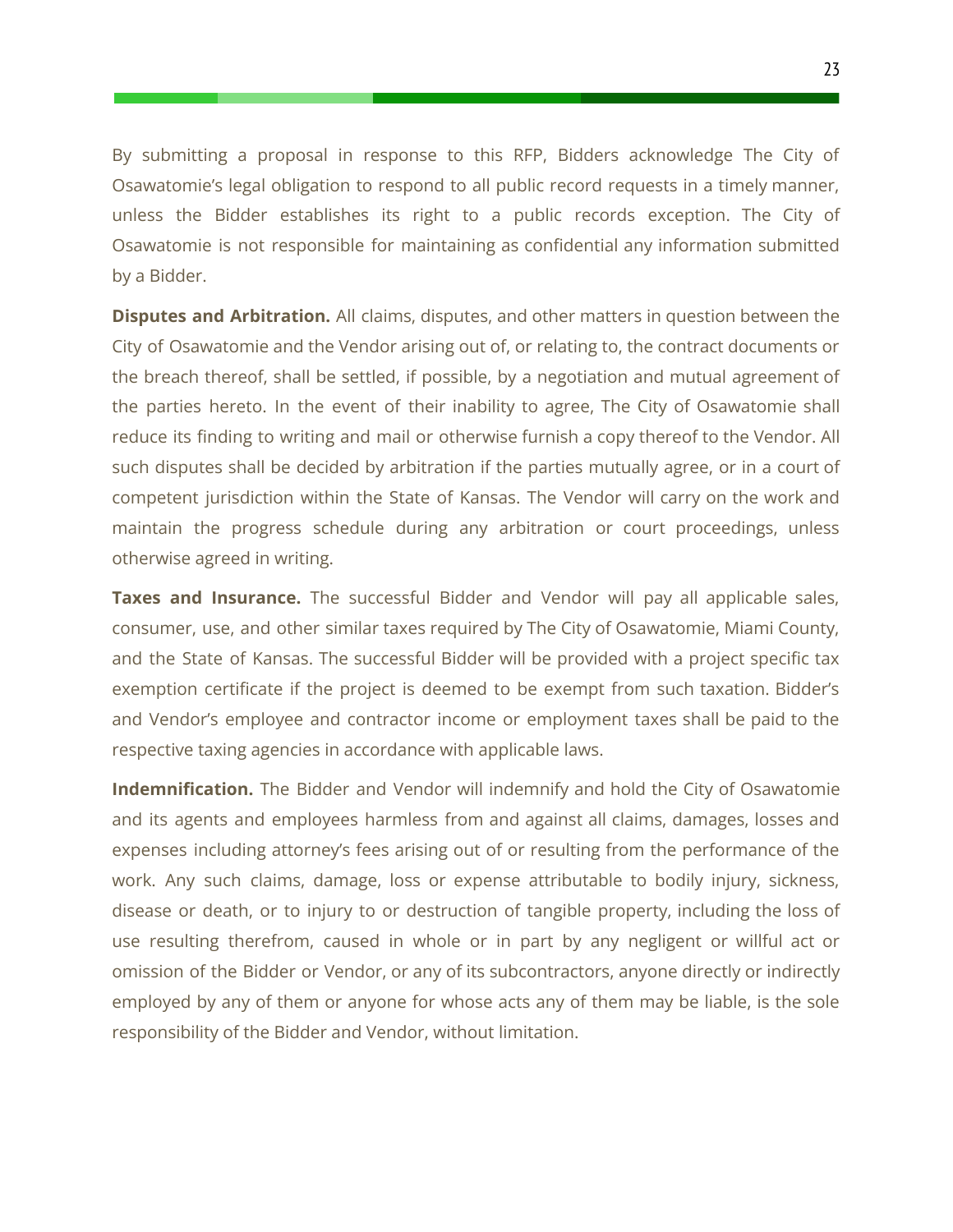By submitting a proposal in response to this RFP, Bidders acknowledge The City of Osawatomie's legal obligation to respond to all public record requests in a timely manner, unless the Bidder establishes its right to a public records exception. The City of Osawatomie is not responsible for maintaining as confidential any information submitted by a Bidder.

**Disputes and Arbitration.** All claims, disputes, and other matters in question between the City of Osawatomie and the Vendor arising out of, or relating to, the contract documents or the breach thereof, shall be settled, if possible, by a negotiation and mutual agreement of the parties hereto. In the event of their inability to agree, The City of Osawatomie shall reduce its finding to writing and mail or otherwise furnish a copy thereof to the Vendor. All such disputes shall be decided by arbitration if the parties mutually agree, or in a court of competent jurisdiction within the State of Kansas. The Vendor will carry on the work and maintain the progress schedule during any arbitration or court proceedings, unless otherwise agreed in writing.

**Taxes and Insurance.** The successful Bidder and Vendor will pay all applicable sales, consumer, use, and other similar taxes required by The City of Osawatomie, Miami County, and the State of Kansas. The successful Bidder will be provided with a project specific tax exemption certificate if the project is deemed to be exempt from such taxation. Bidder's and Vendor's employee and contractor income or employment taxes shall be paid to the respective taxing agencies in accordance with applicable laws.

**Indemnification.** The Bidder and Vendor will indemnify and hold the City of Osawatomie and its agents and employees harmless from and against all claims, damages, losses and expenses including attorney's fees arising out of or resulting from the performance of the work. Any such claims, damage, loss or expense attributable to bodily injury, sickness, disease or death, or to injury to or destruction of tangible property, including the loss of use resulting therefrom, caused in whole or in part by any negligent or willful act or omission of the Bidder or Vendor, or any of its subcontractors, anyone directly or indirectly employed by any of them or anyone for whose acts any of them may be liable, is the sole responsibility of the Bidder and Vendor, without limitation.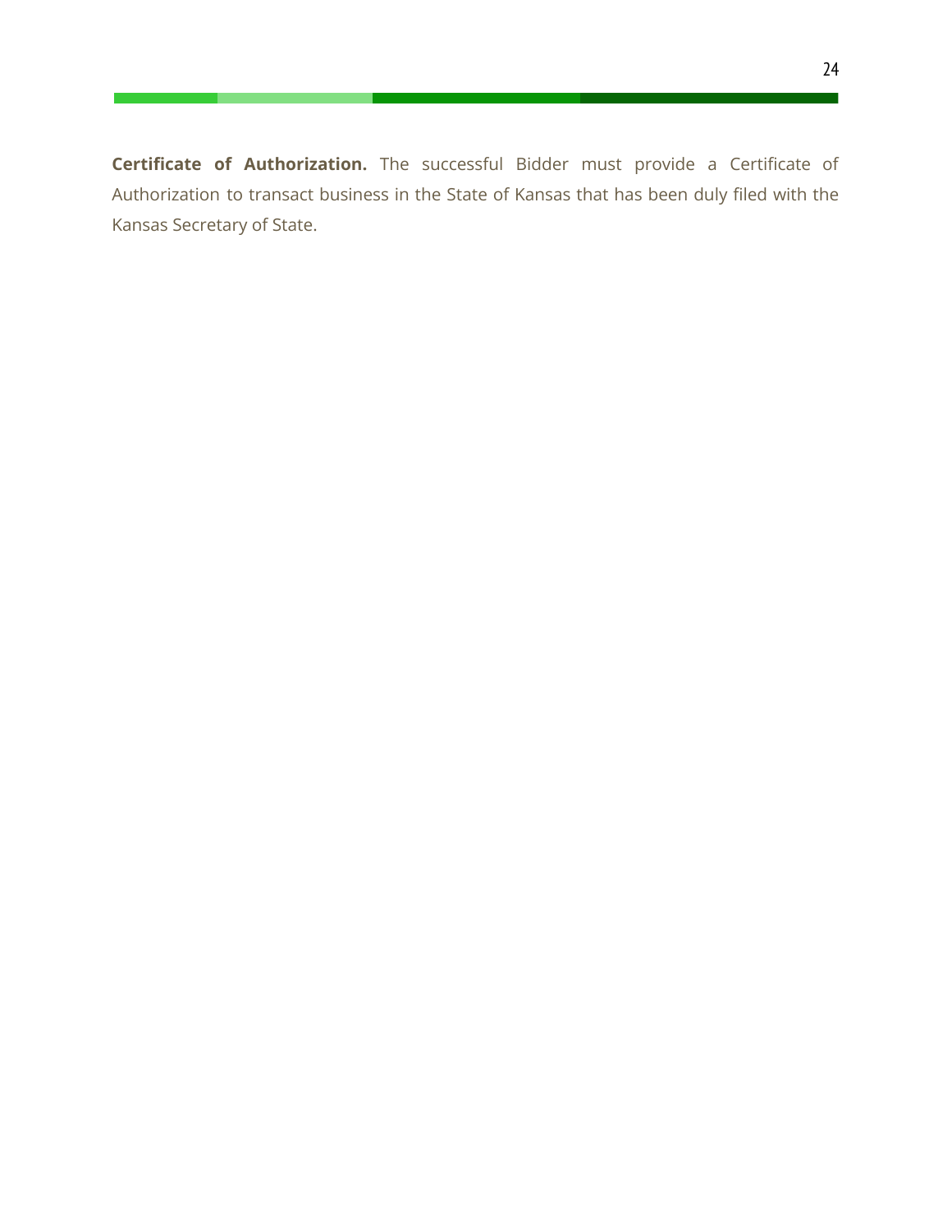**Certificate of Authorization.** The successful Bidder must provide a Certificate of Authorization to transact business in the State of Kansas that has been duly filed with the Kansas Secretary of State.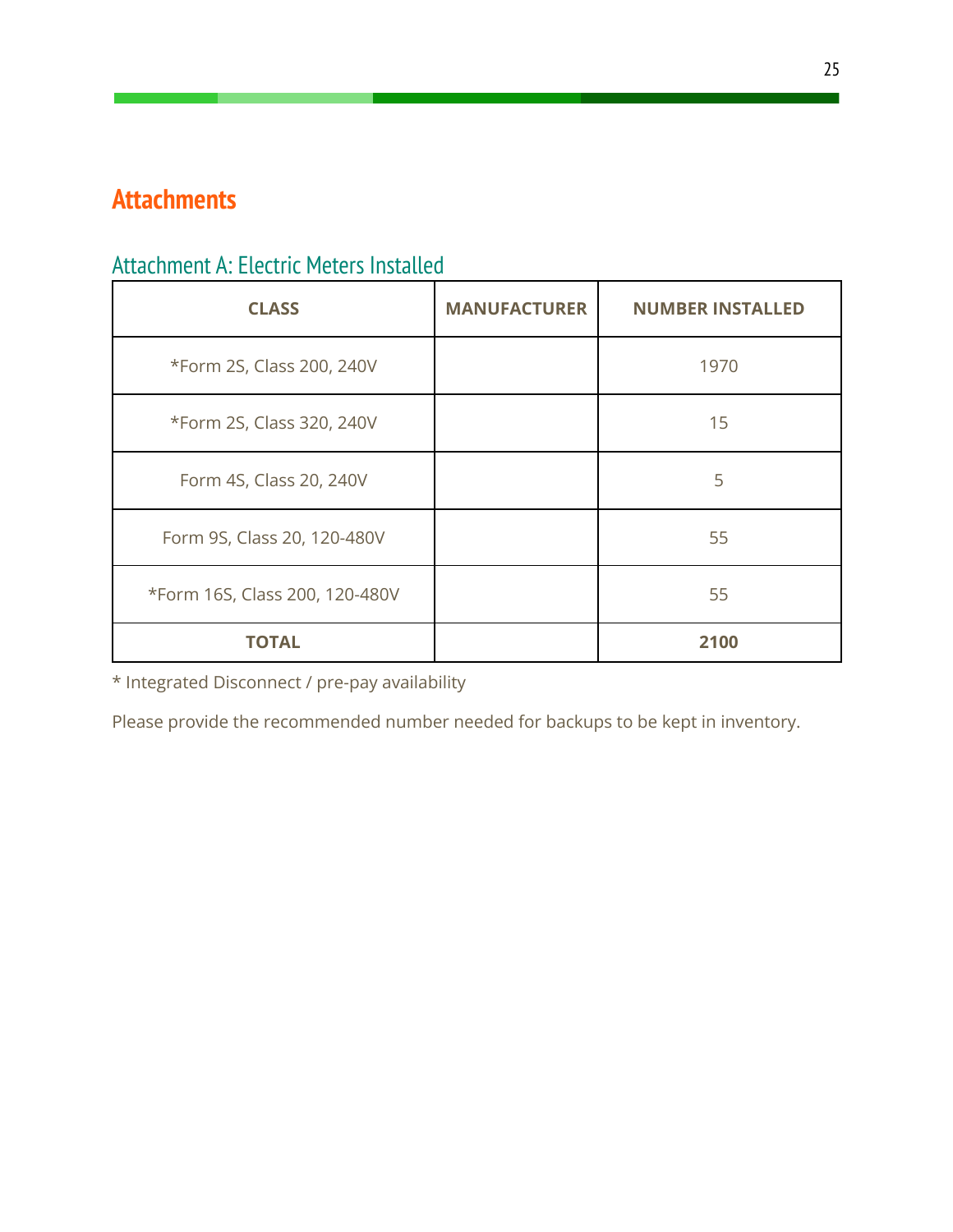# Attachments

## Attachment A: Electric Meters Installed

| CLASS | MANUFACTURER | NUMBER INSTALLED |
| --- | --- | --- |
| *Form 2S, Class 200, 240V | | 1970 |
| *Form 2S, Class 320, 240V | | 15 |
| Form 4S, Class 20, 240V | | 5 |
| Form 9S, Class 20, 120-480V | | 55 |
| *Form 16S, Class 200, 120-480V | | 55 |
| **TOTAL** | | **2100** |

* Integrated Disconnect / pre-pay availability

Please provide the recommended number needed for backups to be kept in inventory.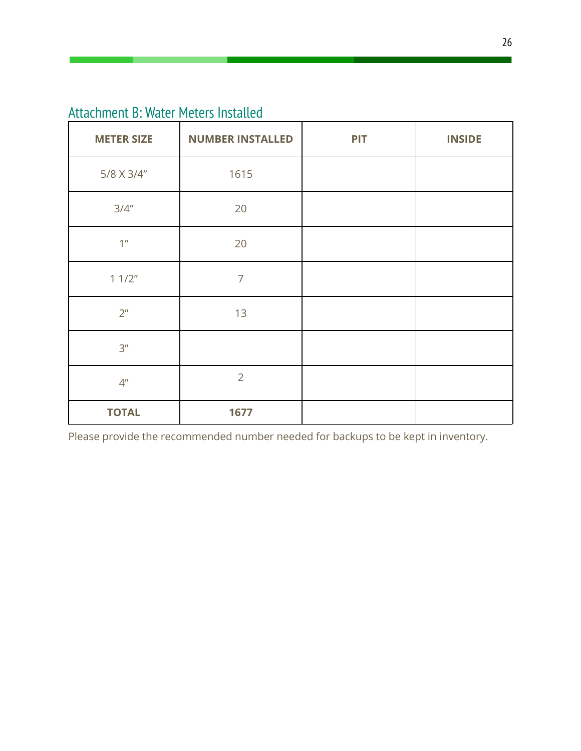## Attachment B: Water Meters Installed

| METER SIZE | NUMBER INSTALLED | PIT | INSIDE |
|---|---|---|---|
| 5/8 X 3/4" | 1615 | | |
| 3/4" | 20 | | |
| 1" | 20 | | |
| 1 1/2" | 7 | | |
| 2" | 13 | | |
| 3" | | | |
| 4" | 2 | | |
| **TOTAL** | **1677** | | |

Please provide the recommended number needed for backups to be kept in inventory.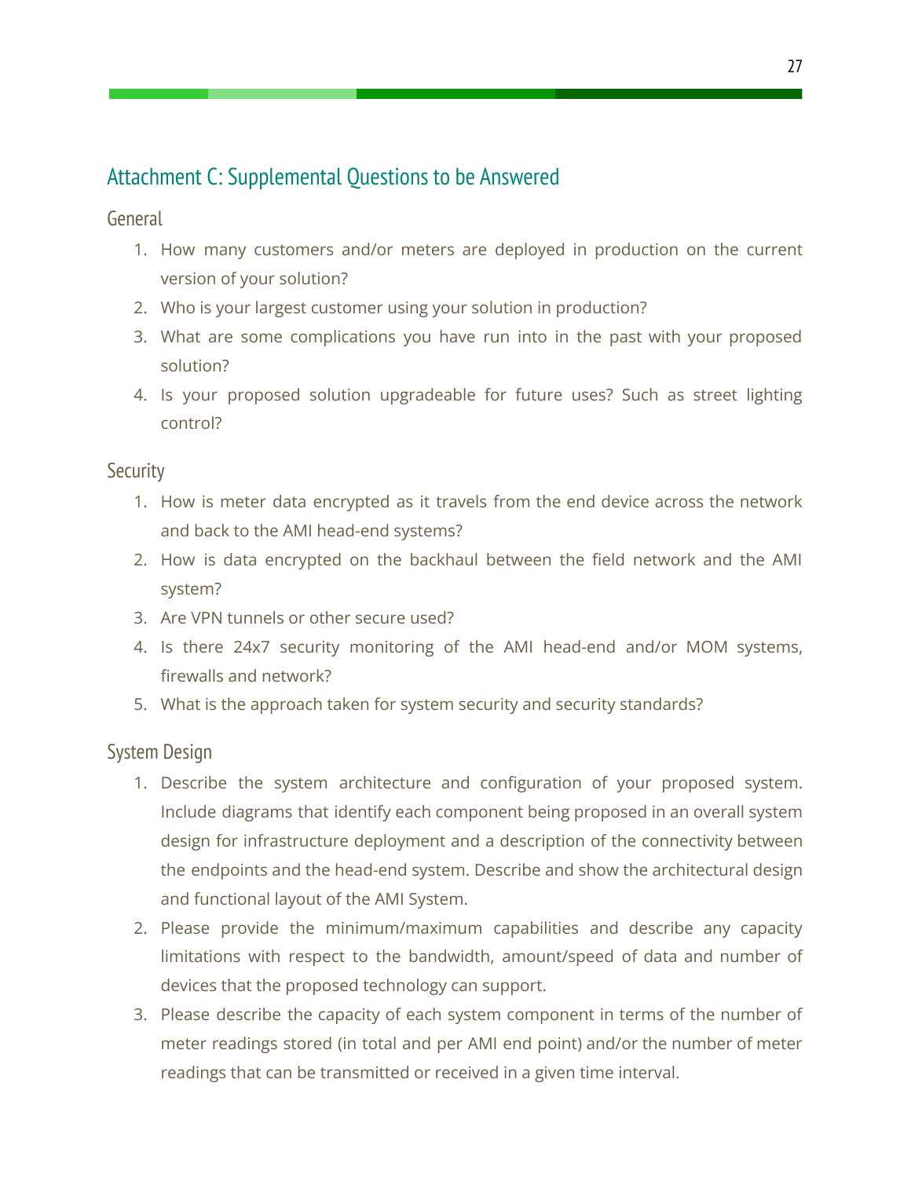## Attachment C: Supplemental Questions to be Answered

### General

1. How many customers and/or meters are deployed in production on the current version of your solution?
2. Who is your largest customer using your solution in production?
3. What are some complications you have run into in the past with your proposed solution?
4. Is your proposed solution upgradeable for future uses? Such as street lighting control?

### Security

1. How is meter data encrypted as it travels from the end device across the network and back to the AMI head-end systems?
2. How is data encrypted on the backhaul between the field network and the AMI system?
3. Are VPN tunnels or other secure used?
4. Is there 24x7 security monitoring of the AMI head-end and/or MOM systems, firewalls and network?
5. What is the approach taken for system security and security standards?

### System Design

1. Describe the system architecture and configuration of your proposed system. Include diagrams that identify each component being proposed in an overall system design for infrastructure deployment and a description of the connectivity between the endpoints and the head-end system. Describe and show the architectural design and functional layout of the AMI System.
2. Please provide the minimum/maximum capabilities and describe any capacity limitations with respect to the bandwidth, amount/speed of data and number of devices that the proposed technology can support.
3. Please describe the capacity of each system component in terms of the number of meter readings stored (in total and per AMI end point) and/or the number of meter readings that can be transmitted or received in a given time interval.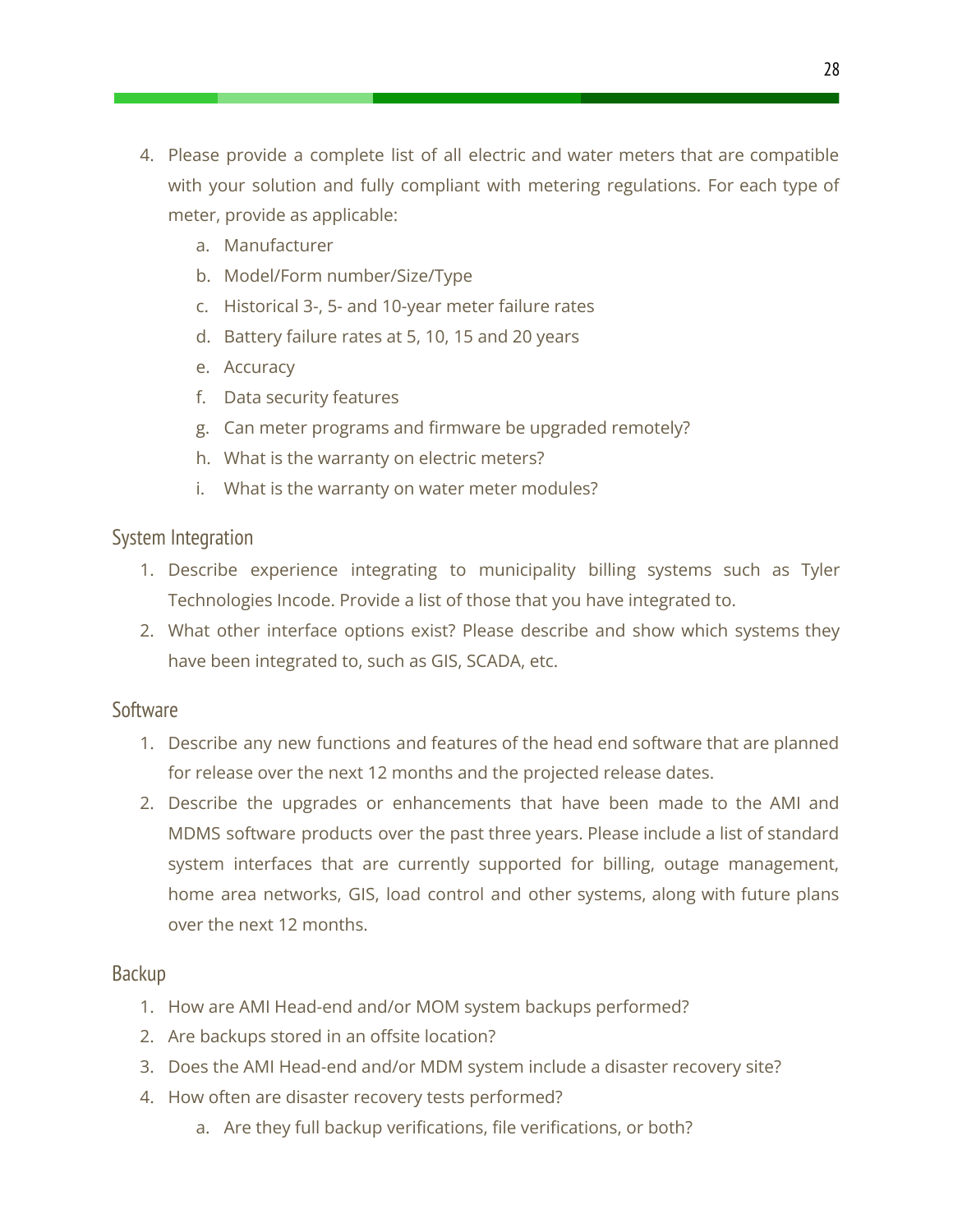4. Please provide a complete list of all electric and water meters that are compatible with your solution and fully compliant with metering regulations. For each type of meter, provide as applicable:
    a. Manufacturer
    b. Model/Form number/Size/Type
    c. Historical 3-, 5- and 10-year meter failure rates
    d. Battery failure rates at 5, 10, 15 and 20 years
    e. Accuracy
    f. Data security features
    g. Can meter programs and firmware be upgraded remotely?
    h. What is the warranty on electric meters?
    i. What is the warranty on water meter modules?

## System Integration

1. Describe experience integrating to municipality billing systems such as Tyler Technologies Incode. Provide a list of those that you have integrated to.
2. What other interface options exist? Please describe and show which systems they have been integrated to, such as GIS, SCADA, etc.

## Software

1. Describe any new functions and features of the head end software that are planned for release over the next 12 months and the projected release dates.
2. Describe the upgrades or enhancements that have been made to the AMI and MDMS software products over the past three years. Please include a list of standard system interfaces that are currently supported for billing, outage management, home area networks, GIS, load control and other systems, along with future plans over the next 12 months.

## Backup

1. How are AMI Head-end and/or MOM system backups performed?
2. Are backups stored in an offsite location?
3. Does the AMI Head-end and/or MDM system include a disaster recovery site?
4. How often are disaster recovery tests performed?
    a. Are they full backup verifications, file verifications, or both?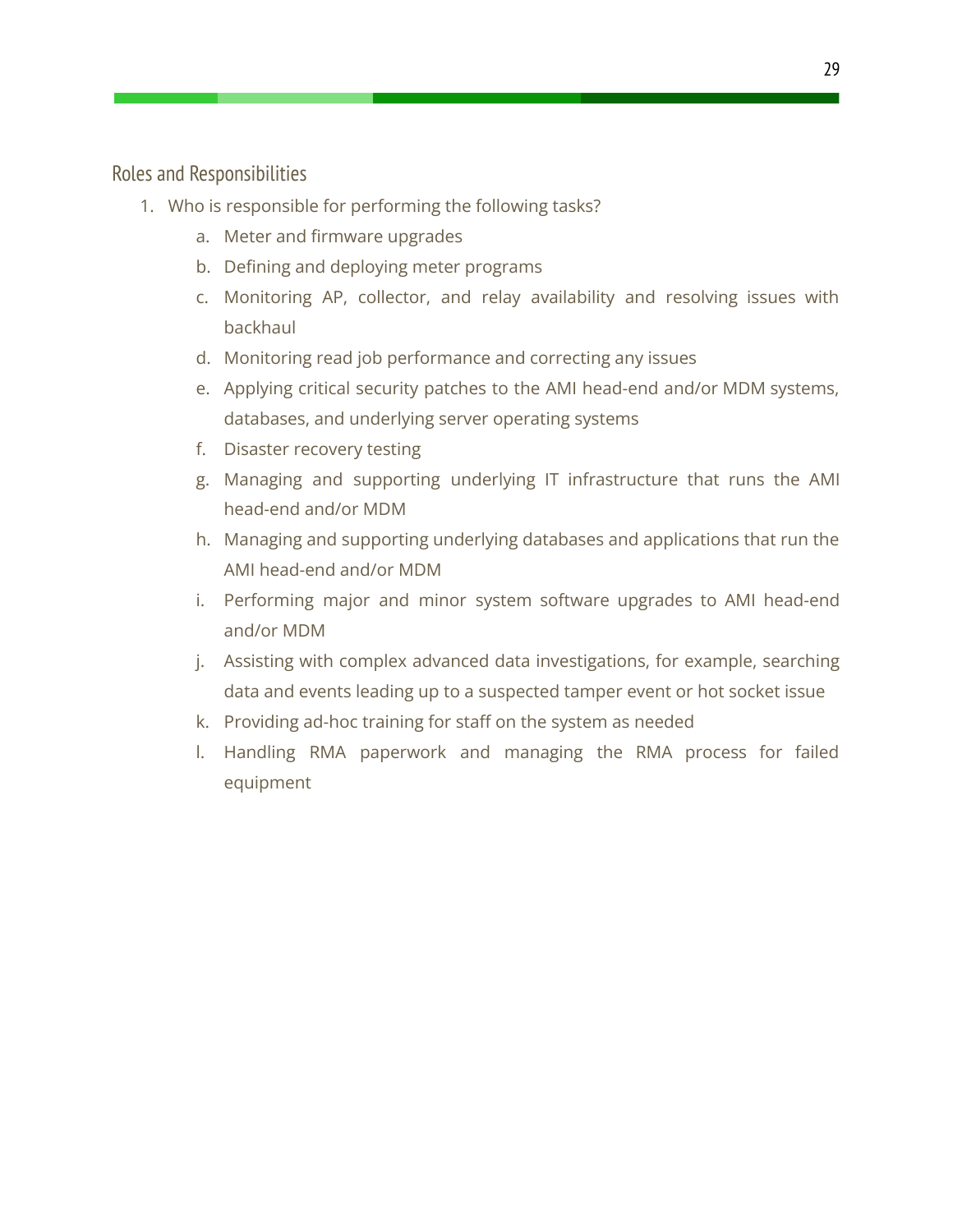## Roles and Responsibilities

1. Who is responsible for performing the following tasks?
   a. Meter and firmware upgrades
   b. Defining and deploying meter programs
   c. Monitoring AP, collector, and relay availability and resolving issues with backhaul
   d. Monitoring read job performance and correcting any issues
   e. Applying critical security patches to the AMI head-end and/or MDM systems, databases, and underlying server operating systems
   f. Disaster recovery testing
   g. Managing and supporting underlying IT infrastructure that runs the AMI head-end and/or MDM
   h. Managing and supporting underlying databases and applications that run the AMI head-end and/or MDM
   i. Performing major and minor system software upgrades to AMI head-end and/or MDM
   j. Assisting with complex advanced data investigations, for example, searching data and events leading up to a suspected tamper event or hot socket issue
   k. Providing ad-hoc training for staff on the system as needed
   l. Handling RMA paperwork and managing the RMA process for failed equipment